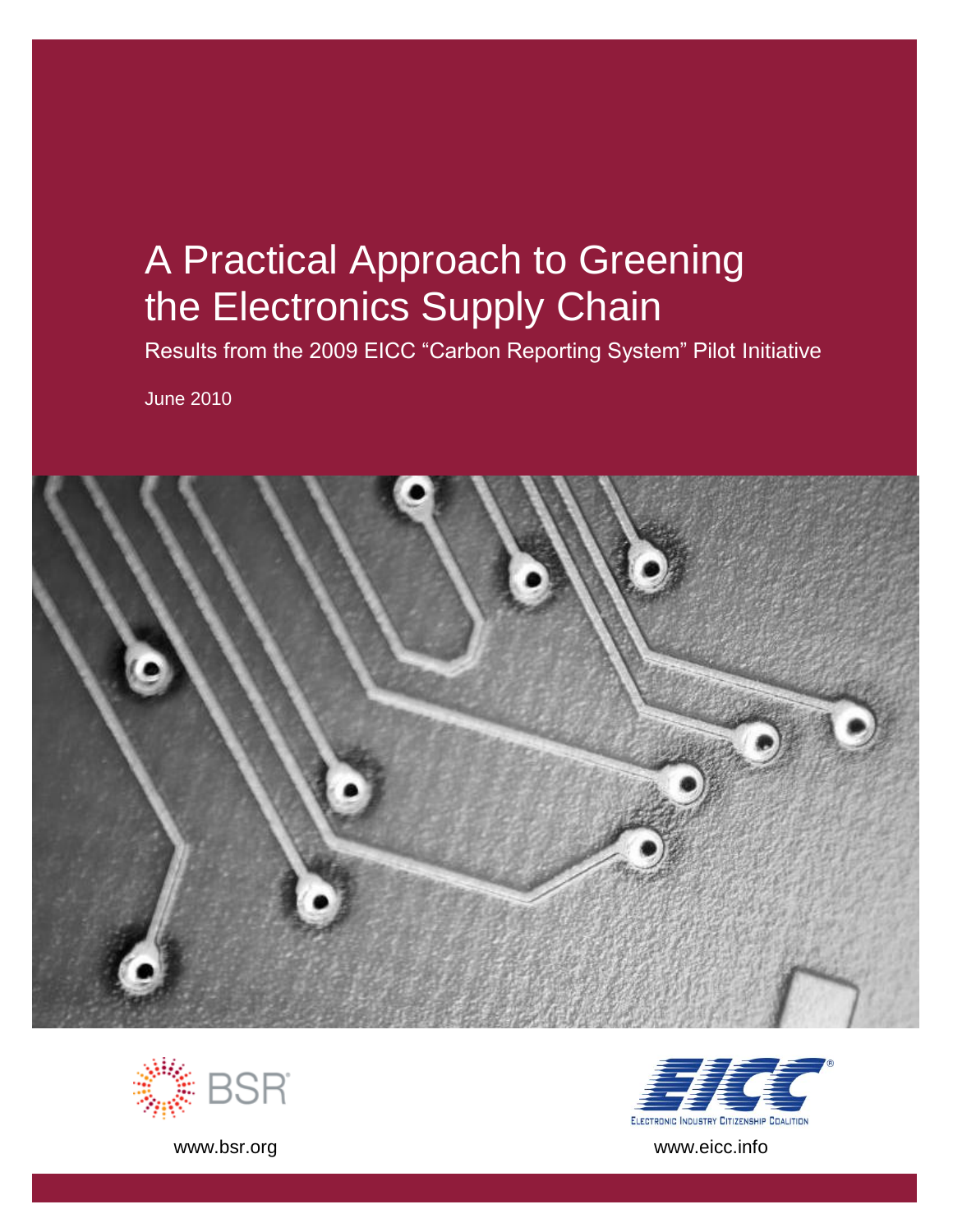# A Practical Approach to Greening the Electronics Supply Chain

Results from the 2009 EICC "Carbon Reporting System" Pilot Initiative

June 2010

www.bsr.org

www.eicc.info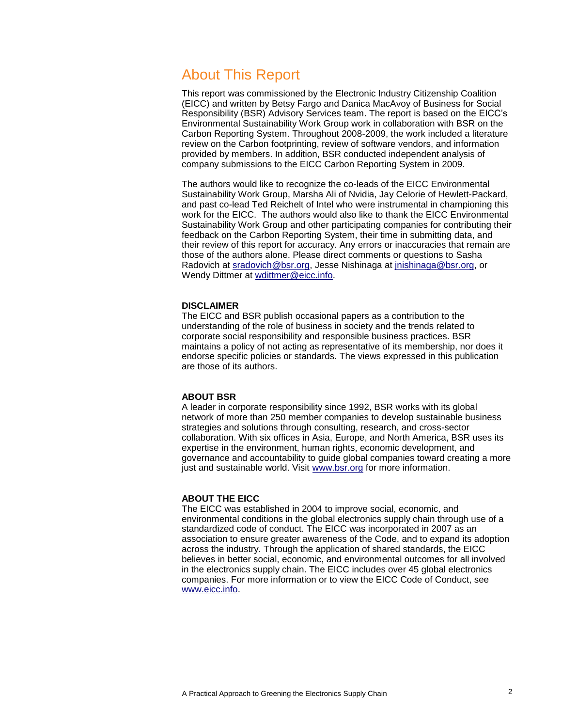# About This Report

This report was commissioned by the Electronic Industry Citizenship Coalition (EICC) and written by Betsy Fargo and Danica MacAvoy of Business for Social Responsibility (BSR) Advisory Services team. The report is based on the EICC's Environmental Sustainability Work Group work in collaboration with BSR on the Carbon Reporting System. Throughout 2008-2009, the work included a literature review on the Carbon footprinting, review of software vendors, and information provided by members. In addition, BSR conducted independent analysis of company submissions to the EICC Carbon Reporting System in 2009.

The authors would like to recognize the co-leads of the EICC Environmental Sustainability Work Group, Marsha Ali of Nvidia, Jay Celorie of Hewlett-Packard, and past co-lead Ted Reichelt of Intel who were instrumental in championing this work for the EICC. The authors would also like to thank the EICC Environmental Sustainability Work Group and other participating companies for contributing their feedback on the Carbon Reporting System, their time in submitting data, and their review of this report for accuracy. Any errors or inaccuracies that remain are those of the authors alone. Please direct comments or questions to Sasha Radovich at sradovich@bsr.org, Jesse Nishinaga at jnishinaga@bsr.org, or Wendy Dittmer at wdittmer@eicc.info.

**DISCLAIMER**

The EICC and BSR publish occasional papers as a contribution to the understanding of the role of business in society and the trends related to corporate social responsibility and responsible business practices. BSR maintains a policy of not acting as representative of its membership, nor does it endorse specific policies or standards. The views expressed in this publication are those of its authors.

**ABOUT BSR**

A leader in corporate responsibility since 1992, BSR works with its global network of more than 250 member companies to develop sustainable business strategies and solutions through consulting, research, and cross-sector collaboration. With six offices in Asia, Europe, and North America, BSR uses its expertise in the environment, human rights, economic development, and governance and accountability to guide global companies toward creating a more just and sustainable world. Visit www.bsr.org for more information.

**ABOUT THE EICC**

The EICC was established in 2004 to improve social, economic, and environmental conditions in the global electronics supply chain through use of a standardized code of conduct. The EICC was incorporated in 2007 as an association to ensure greater awareness of the Code, and to expand its adoption across the industry. Through the application of shared standards, the EICC believes in better social, economic, and environmental outcomes for all involved in the electronics supply chain. The EICC includes over 45 global electronics companies. For more information or to view the EICC Code of Conduct, see www.eicc.info.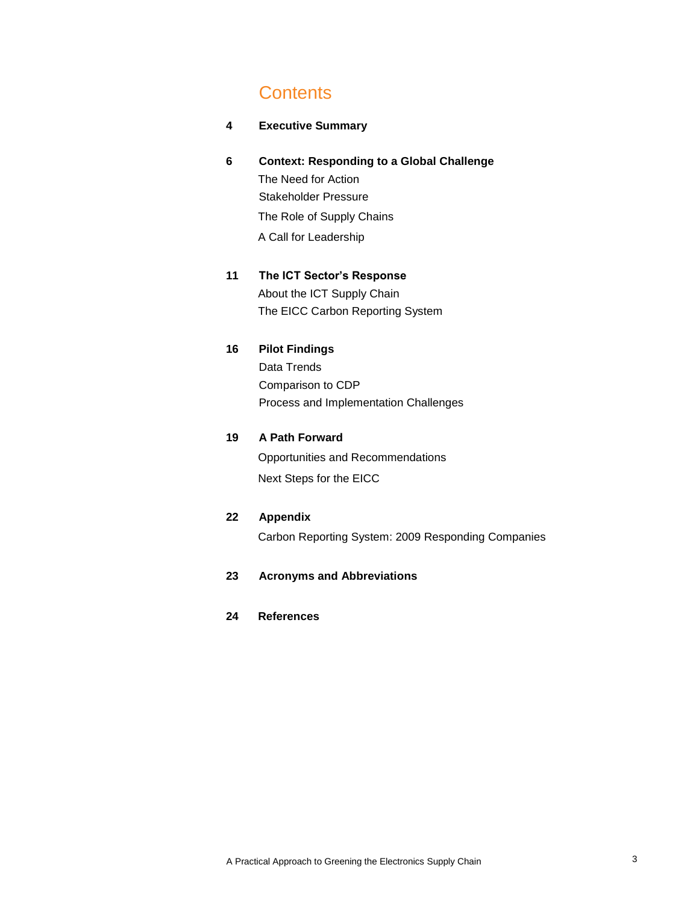# Contents

**4 Executive Summary**

**6 Context: Responding to a Global Challenge**

- The Need for Action
- Stakeholder Pressure
- The Role of Supply Chains
- A Call for Leadership

**11 The ICT Sector's Response**

- About the ICT Supply Chain
- The EICC Carbon Reporting System

**16 Pilot Findings**

- Data Trends
- Comparison to CDP
- Process and Implementation Challenges

**19 A Path Forward**

- Opportunities and Recommendations
- Next Steps for the EICC

**22 Appendix**

- Carbon Reporting System: 2009 Responding Companies

**23 Acronyms and Abbreviations**

**24 References**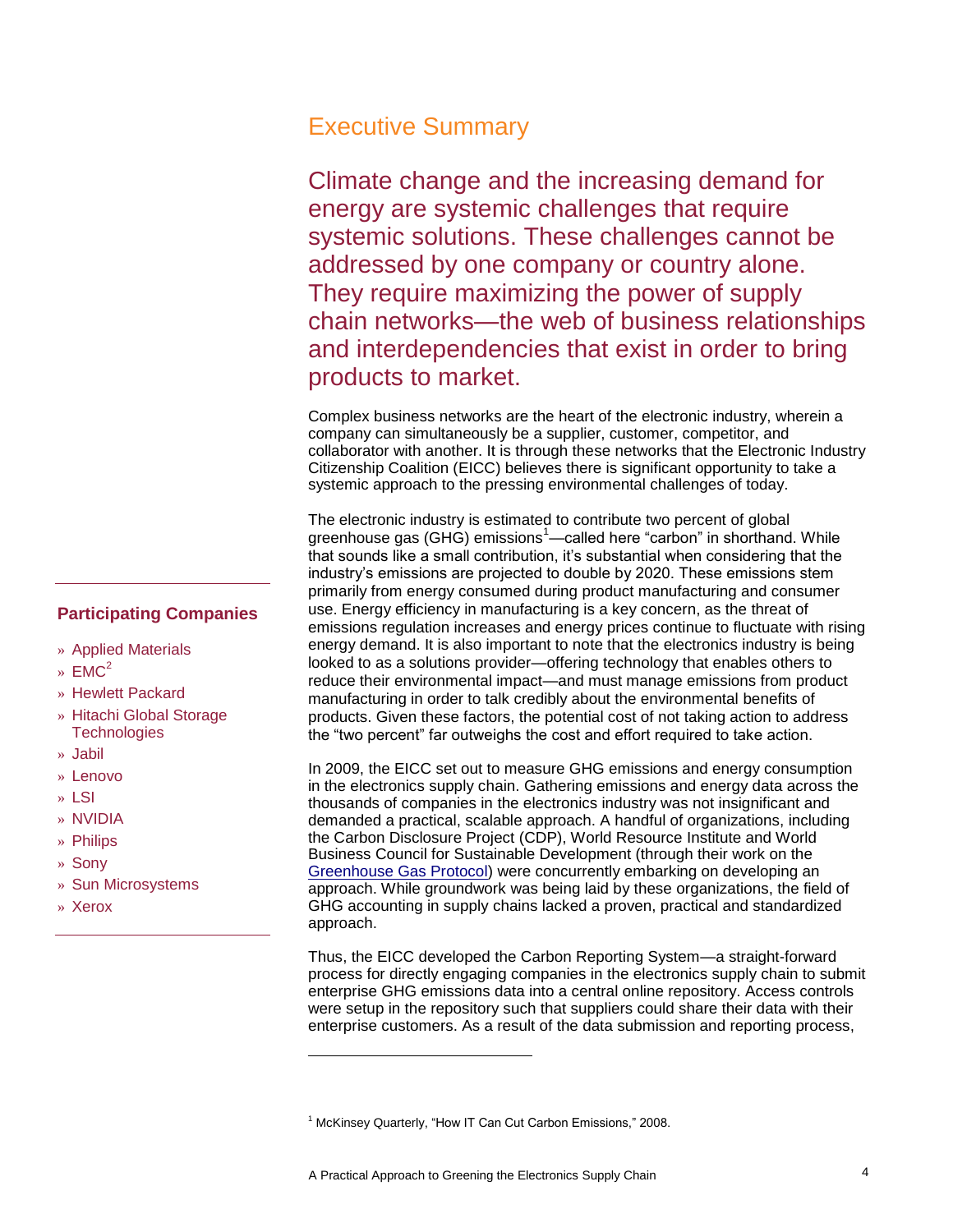## Executive Summary

Climate change and the increasing demand for energy are systemic challenges that require systemic solutions. These challenges cannot be addressed by one company or country alone. They require maximizing the power of supply chain networks—the web of business relationships and interdependencies that exist in order to bring products to market.

Complex business networks are the heart of the electronic industry, wherein a company can simultaneously be a supplier, customer, competitor, and collaborator with another. It is through these networks that the Electronic Industry Citizenship Coalition (EICC) believes there is significant opportunity to take a systemic approach to the pressing environmental challenges of today.

The electronic industry is estimated to contribute two percent of global greenhouse gas (GHG) emissions[1]—called here "carbon" in shorthand. While that sounds like a small contribution, it's substantial when considering that the industry's emissions are projected to double by 2020. These emissions stem primarily from energy consumed during product manufacturing and consumer use. Energy efficiency in manufacturing is a key concern, as the threat of emissions regulation increases and energy prices continue to fluctuate with rising energy demand. It is also important to note that the electronics industry is being looked to as a solutions provider—offering technology that enables others to reduce their environmental impact—and must manage emissions from product manufacturing in order to talk credibly about the environmental benefits of products. Given these factors, the potential cost of not taking action to address the "two percent" far outweighs the cost and effort required to take action.

In 2009, the EICC set out to measure GHG emissions and energy consumption in the electronics supply chain. Gathering emissions and energy data across the thousands of companies in the electronics industry was not insignificant and demanded a practical, scalable approach. A handful of organizations, including the Carbon Disclosure Project (CDP), World Resource Institute and World Business Council for Sustainable Development (through their work on the Greenhouse Gas Protocol) were concurrently embarking on developing an approach. While groundwork was being laid by these organizations, the field of GHG accounting in supply chains lacked a proven, practical and standardized approach.

Thus, the EICC developed the Carbon Reporting System—a straight-forward process for directly engaging companies in the electronics supply chain to submit enterprise GHG emissions data into a central online repository. Access controls were setup in the repository such that suppliers could share their data with their enterprise customers. As a result of the data submission and reporting process,

**Participating Companies**

- Applied Materials
- EMC[2]
- Hewlett Packard
- Hitachi Global Storage Technologies
- Jabil
- Lenovo
- LSI
- NVIDIA
- Philips
- Sony
- Sun Microsystems
- Xerox

[1] McKinsey Quarterly, "How IT Can Cut Carbon Emissions," 2008.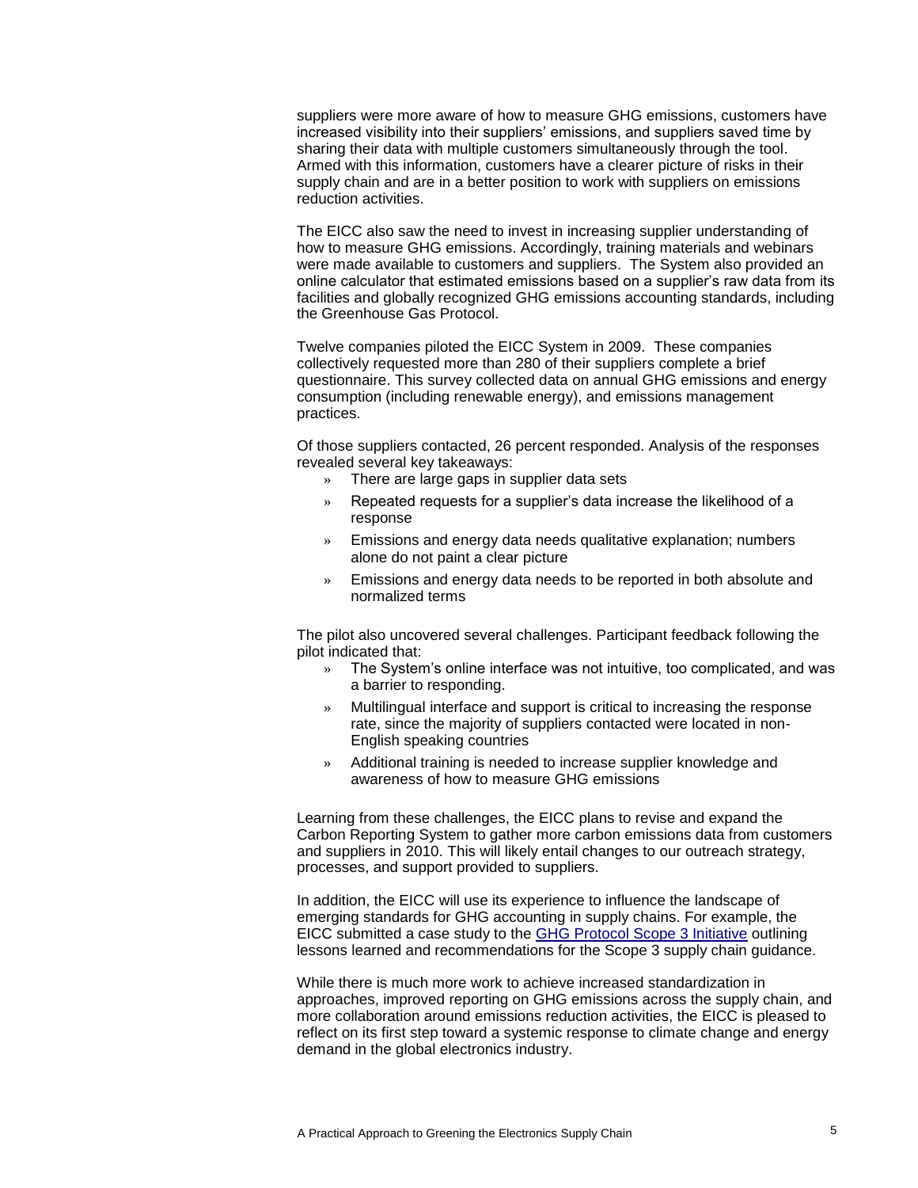suppliers were more aware of how to measure GHG emissions, customers have increased visibility into their suppliers' emissions, and suppliers saved time by sharing their data with multiple customers simultaneously through the tool. Armed with this information, customers have a clearer picture of risks in their supply chain and are in a better position to work with suppliers on emissions reduction activities.

The EICC also saw the need to invest in increasing supplier understanding of how to measure GHG emissions. Accordingly, training materials and webinars were made available to customers and suppliers. The System also provided an online calculator that estimated emissions based on a supplier's raw data from its facilities and globally recognized GHG emissions accounting standards, including the Greenhouse Gas Protocol.

Twelve companies piloted the EICC System in 2009. These companies collectively requested more than 280 of their suppliers complete a brief questionnaire. This survey collected data on annual GHG emissions and energy consumption (including renewable energy), and emissions management practices.

Of those suppliers contacted, 26 percent responded. Analysis of the responses revealed several key takeaways:

- There are large gaps in supplier data sets
- Repeated requests for a supplier's data increase the likelihood of a response
- Emissions and energy data needs qualitative explanation; numbers alone do not paint a clear picture
- Emissions and energy data needs to be reported in both absolute and normalized terms

The pilot also uncovered several challenges. Participant feedback following the pilot indicated that:

- The System's online interface was not intuitive, too complicated, and was a barrier to responding.
- Multilingual interface and support is critical to increasing the response rate, since the majority of suppliers contacted were located in non-English speaking countries
- Additional training is needed to increase supplier knowledge and awareness of how to measure GHG emissions

Learning from these challenges, the EICC plans to revise and expand the Carbon Reporting System to gather more carbon emissions data from customers and suppliers in 2010. This will likely entail changes to our outreach strategy, processes, and support provided to suppliers.

In addition, the EICC will use its experience to influence the landscape of emerging standards for GHG accounting in supply chains. For example, the EICC submitted a case study to the GHG Protocol Scope 3 Initiative outlining lessons learned and recommendations for the Scope 3 supply chain guidance.

While there is much more work to achieve increased standardization in approaches, improved reporting on GHG emissions across the supply chain, and more collaboration around emissions reduction activities, the EICC is pleased to reflect on its first step toward a systemic response to climate change and energy demand in the global electronics industry.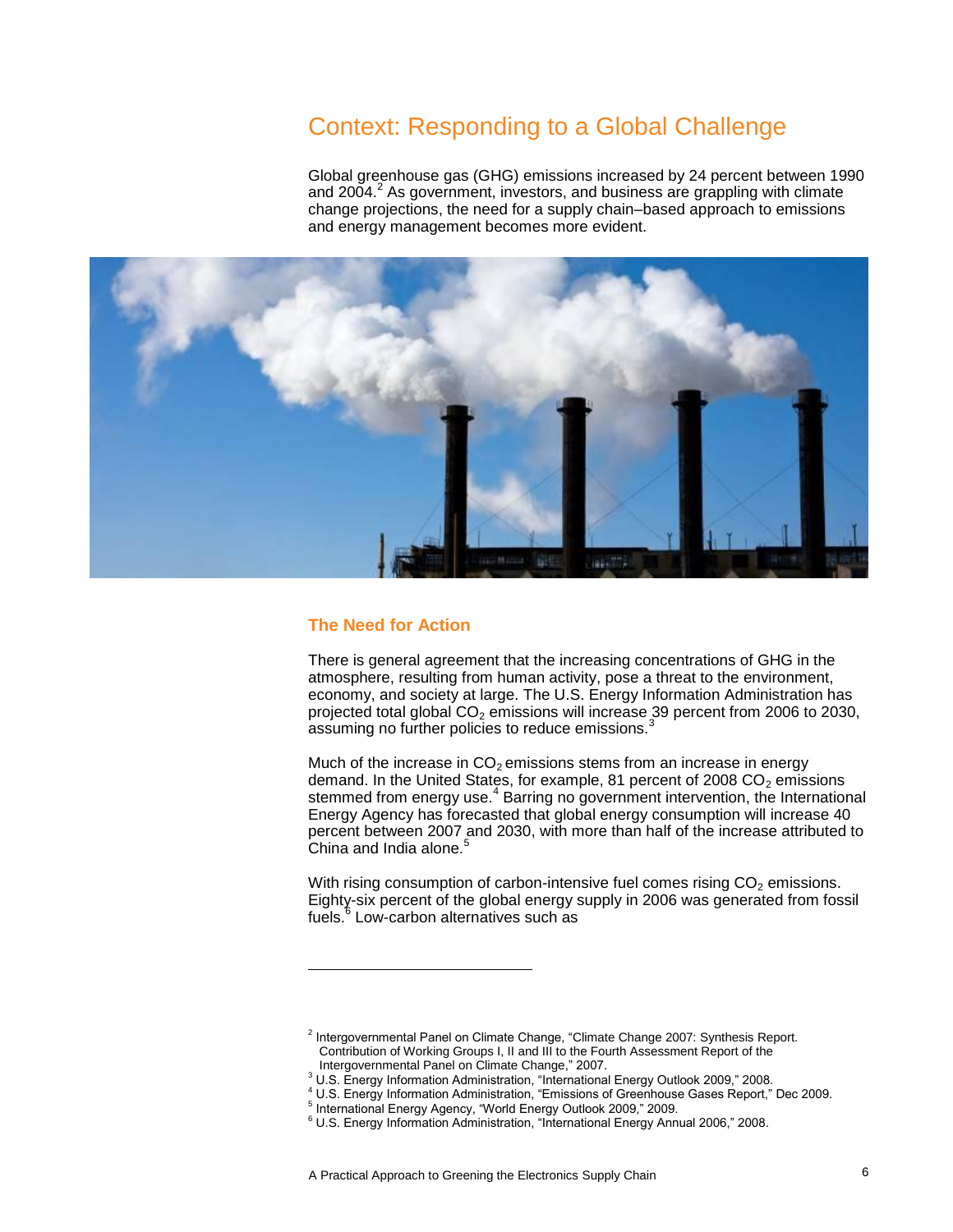# Context: Responding to a Global Challenge

Global greenhouse gas (GHG) emissions increased by 24 percent between 1990 and 2004.[2] As government, investors, and business are grappling with climate change projections, the need for a supply chain–based approach to emissions and energy management becomes more evident.

## The Need for Action

There is general agreement that the increasing concentrations of GHG in the atmosphere, resulting from human activity, pose a threat to the environment, economy, and society at large. The U.S. Energy Information Administration has projected total global $CO_2$ emissions will increase 39 percent from 2006 to 2030, assuming no further policies to reduce emissions.[3]

Much of the increase in $CO_2$ emissions stems from an increase in energy demand. In the United States, for example, 81 percent of 2008 $CO_2$ emissions stemmed from energy use.[4] Barring no government intervention, the International Energy Agency has forecasted that global energy consumption will increase 40 percent between 2007 and 2030, with more than half of the increase attributed to China and India alone.[5]

With rising consumption of carbon-intensive fuel comes rising $CO_2$ emissions. Eighty-six percent of the global energy supply in 2006 was generated from fossil fuels.[6] Low-carbon alternatives such as

---

[2] Intergovernmental Panel on Climate Change, "Climate Change 2007: Synthesis Report. Contribution of Working Groups I, II and III to the Fourth Assessment Report of the Intergovernmental Panel on Climate Change," 2007.

[3] U.S. Energy Information Administration, "International Energy Outlook 2009," 2008.

[4] U.S. Energy Information Administration, "Emissions of Greenhouse Gases Report," Dec 2009.

[5] International Energy Agency, "World Energy Outlook 2009," 2009.

[6] U.S. Energy Information Administration, "International Energy Annual 2006," 2008.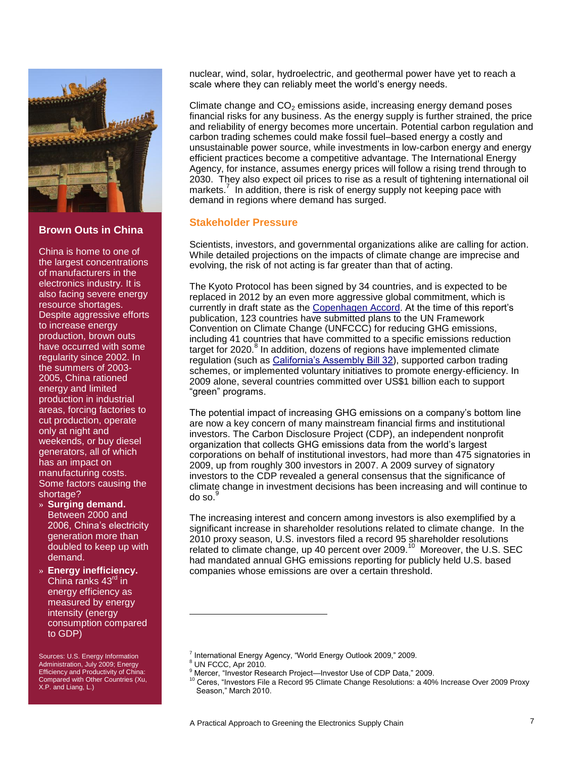nuclear, wind, solar, hydroelectric, and geothermal power have yet to reach a scale where they can reliably meet the world's energy needs.

Climate change and $CO_2$ emissions aside, increasing energy demand poses financial risks for any business. As the energy supply is further strained, the price and reliability of energy becomes more uncertain. Potential carbon regulation and carbon trading schemes could make fossil fuel–based energy a costly and unsustainable power source, while investments in low-carbon energy and energy efficient practices become a competitive advantage. The International Energy Agency, for instance, assumes energy prices will follow a rising trend through to 2030. They also expect oil prices to rise as a result of tightening international oil markets.[7] In addition, there is risk of energy supply not keeping pace with demand in regions where demand has surged.

## Stakeholder Pressure

Scientists, investors, and governmental organizations alike are calling for action. While detailed projections on the impacts of climate change are imprecise and evolving, the risk of not acting is far greater than that of acting.

The Kyoto Protocol has been signed by 34 countries, and is expected to be replaced in 2012 by an even more aggressive global commitment, which is currently in draft state as the Copenhagen Accord. At the time of this report's publication, 123 countries have submitted plans to the UN Framework Convention on Climate Change (UNFCCC) for reducing GHG emissions, including 41 countries that have committed to a specific emissions reduction target for 2020.[8] In addition, dozens of regions have implemented climate regulation (such as California's Assembly Bill 32), supported carbon trading schemes, or implemented voluntary initiatives to promote energy-efficiency. In 2009 alone, several countries committed over US$1 billion each to support "green" programs.

The potential impact of increasing GHG emissions on a company's bottom line are now a key concern of many mainstream financial firms and institutional investors. The Carbon Disclosure Project (CDP), an independent nonprofit organization that collects GHG emissions data from the world's largest corporations on behalf of institutional investors, had more than 475 signatories in 2009, up from roughly 300 investors in 2007. A 2009 survey of signatory investors to the CDP revealed a general consensus that the significance of climate change in investment decisions has been increasing and will continue to do so.[9]

The increasing interest and concern among investors is also exemplified by a significant increase in shareholder resolutions related to climate change. In the 2010 proxy season, U.S. investors filed a record 95 shareholder resolutions related to climate change, up 40 percent over 2009.[10] Moreover, the U.S. SEC had mandated annual GHG emissions reporting for publicly held U.S. based companies whose emissions are over a certain threshold.

### Brown Outs in China

China is home to one of the largest concentrations of manufacturers in the electronics industry. It is also facing severe energy resource shortages. Despite aggressive efforts to increase energy production, brown outs have occurred with some regularity since 2002. In the summers of 2003-2005, China rationed energy and limited production in industrial areas, forcing factories to cut production, operate only at night and weekends, or buy diesel generators, all of which has an impact on manufacturing costs. Some factors causing the shortage?

- **Surging demand.** Between 2000 and 2006, China's electricity generation more than doubled to keep up with demand.
- **Energy inefficiency.** China ranks 43rd in energy efficiency as measured by energy intensity (energy consumption compared to GDP)

Sources: U.S. Energy Information Administration, July 2009; Energy Efficiency and Productivity of China: Compared with Other Countries (Xu, X.P. and Liang, L.)

---

[7] International Energy Agency, "World Energy Outlook 2009," 2009.

[8] UN FCCC, Apr 2010.

[9] Mercer, "Investor Research Project—Investor Use of CDP Data," 2009.

[10] Ceres, "Investors File a Record 95 Climate Change Resolutions: a 40% Increase Over 2009 Proxy Season," March 2010.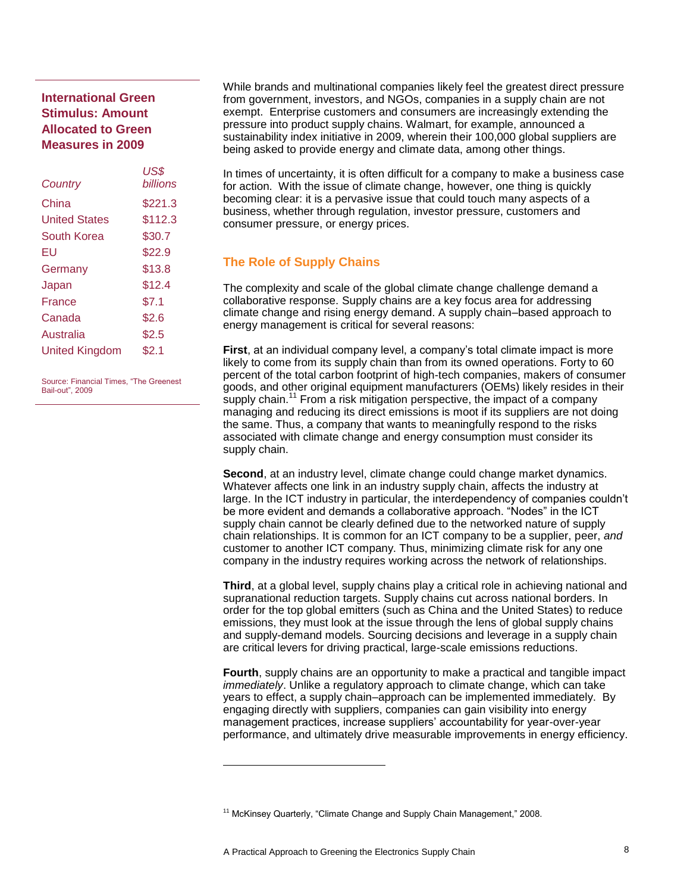### International Green Stimulus: Amount Allocated to Green Measures in 2009

| *Country* | *US$ billions* |
| --- | --- |
| China | $221.3 |
| United States | $112.3 |
| South Korea | $30.7 |
| EU | $22.9 |
| Germany | $13.8 |
| Japan | $12.4 |
| France | $7.1 |
| Canada | $2.6 |
| Australia | $2.5 |
| United Kingdom | $2.1 |

Source: Financial Times, "The Greenest Bail-out", 2009

While brands and multinational companies likely feel the greatest direct pressure from government, investors, and NGOs, companies in a supply chain are not exempt. Enterprise customers and consumers are increasingly extending the pressure into product supply chains. Walmart, for example, announced a sustainability index initiative in 2009, wherein their 100,000 global suppliers are being asked to provide energy and climate data, among other things.

In times of uncertainty, it is often difficult for a company to make a business case for action. With the issue of climate change, however, one thing is quickly becoming clear: it is a pervasive issue that could touch many aspects of a business, whether through regulation, investor pressure, customers and consumer pressure, or energy prices.

## The Role of Supply Chains

The complexity and scale of the global climate change challenge demand a collaborative response. Supply chains are a key focus area for addressing climate change and rising energy demand. A supply chain–based approach to energy management is critical for several reasons:

**First**, at an individual company level, a company's total climate impact is more likely to come from its supply chain than from its owned operations. Forty to 60 percent of the total carbon footprint of high-tech companies, makers of consumer goods, and other original equipment manufacturers (OEMs) likely resides in their supply chain.[11] From a risk mitigation perspective, the impact of a company managing and reducing its direct emissions is moot if its suppliers are not doing the same. Thus, a company that wants to meaningfully respond to the risks associated with climate change and energy consumption must consider its supply chain.

**Second**, at an industry level, climate change could change market dynamics. Whatever affects one link in an industry supply chain, affects the industry at large. In the ICT industry in particular, the interdependency of companies couldn't be more evident and demands a collaborative approach. "Nodes" in the ICT supply chain cannot be clearly defined due to the networked nature of supply chain relationships. It is common for an ICT company to be a supplier, peer, *and* customer to another ICT company. Thus, minimizing climate risk for any one company in the industry requires working across the network of relationships.

**Third**, at a global level, supply chains play a critical role in achieving national and supranational reduction targets. Supply chains cut across national borders. In order for the top global emitters (such as China and the United States) to reduce emissions, they must look at the issue through the lens of global supply chains and supply-demand models. Sourcing decisions and leverage in a supply chain are critical levers for driving practical, large-scale emissions reductions.

**Fourth**, supply chains are an opportunity to make a practical and tangible impact *immediately*. Unlike a regulatory approach to climate change, which can take years to effect, a supply chain–approach can be implemented immediately. By engaging directly with suppliers, companies can gain visibility into energy management practices, increase suppliers' accountability for year-over-year performance, and ultimately drive measurable improvements in energy efficiency.

---

[11] McKinsey Quarterly, "Climate Change and Supply Chain Management," 2008.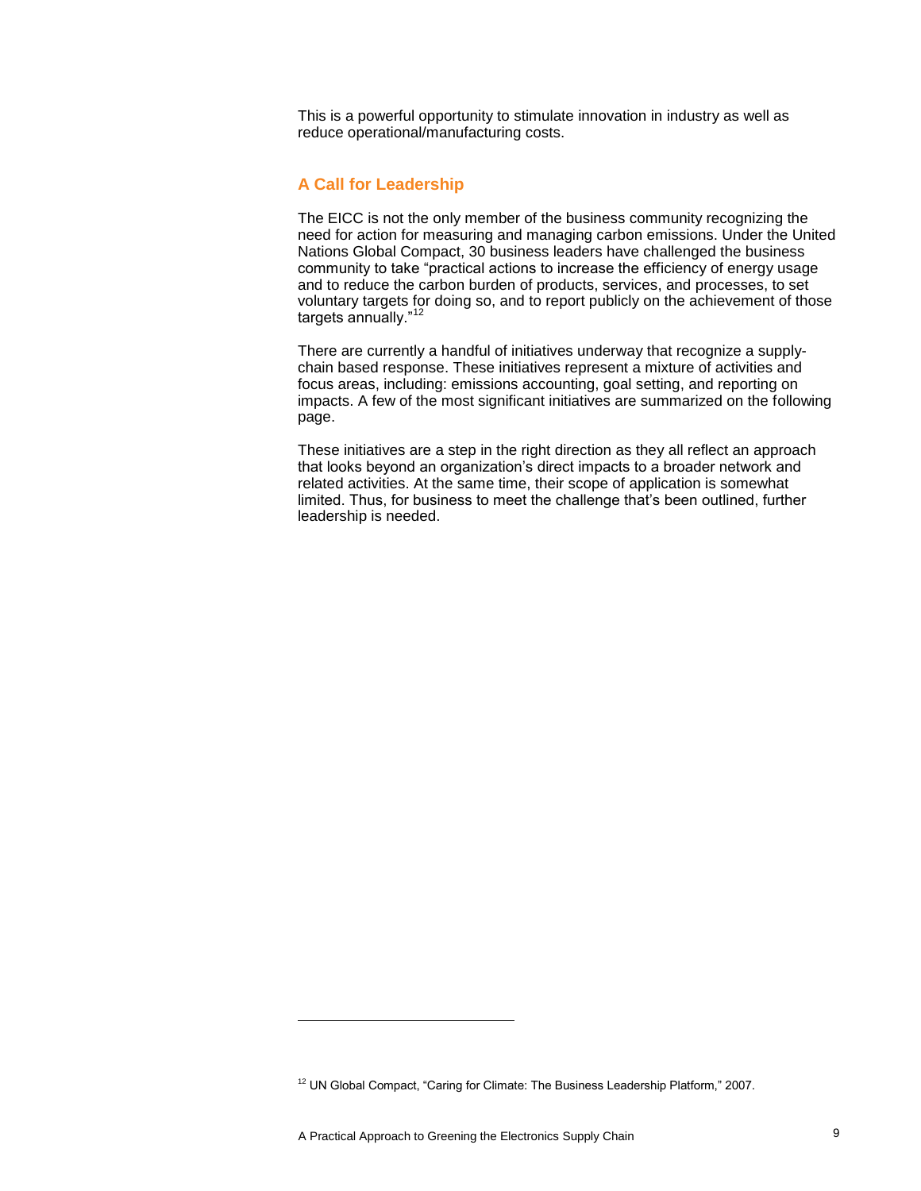This is a powerful opportunity to stimulate innovation in industry as well as reduce operational/manufacturing costs.

## A Call for Leadership

The EICC is not the only member of the business community recognizing the need for action for measuring and managing carbon emissions. Under the United Nations Global Compact, 30 business leaders have challenged the business community to take "practical actions to increase the efficiency of energy usage and to reduce the carbon burden of products, services, and processes, to set voluntary targets for doing so, and to report publicly on the achievement of those targets annually."[12]

There are currently a handful of initiatives underway that recognize a supply-chain based response. These initiatives represent a mixture of activities and focus areas, including: emissions accounting, goal setting, and reporting on impacts. A few of the most significant initiatives are summarized on the following page.

These initiatives are a step in the right direction as they all reflect an approach that looks beyond an organization's direct impacts to a broader network and related activities. At the same time, their scope of application is somewhat limited. Thus, for business to meet the challenge that's been outlined, further leadership is needed.

---

[12] UN Global Compact, "Caring for Climate: The Business Leadership Platform," 2007.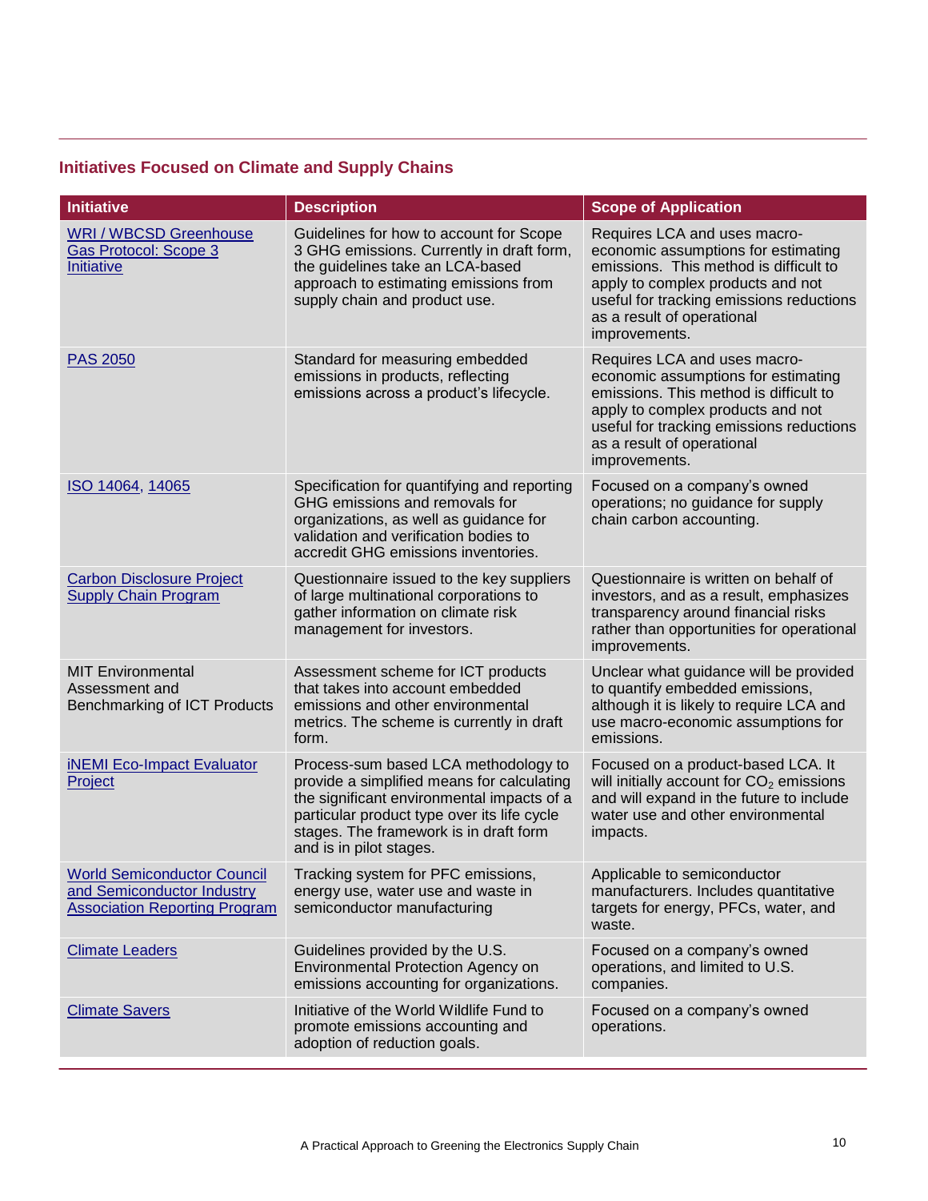### Initiatives Focused on Climate and Supply Chains

| Initiative | Description | Scope of Application |
|---|---|---|
| WRI / WBCSD Greenhouse Gas Protocol: Scope 3 Initiative | Guidelines for how to account for Scope 3 GHG emissions. Currently in draft form, the guidelines take an LCA-based approach to estimating emissions from supply chain and product use. | Requires LCA and uses macro-economic assumptions for estimating emissions. This method is difficult to apply to complex products and not useful for tracking emissions reductions as a result of operational improvements. |
| PAS 2050 | Standard for measuring embedded emissions in products, reflecting emissions across a product's lifecycle. | Requires LCA and uses macro-economic assumptions for estimating emissions. This method is difficult to apply to complex products and not useful for tracking emissions reductions as a result of operational improvements. |
| ISO 14064, 14065 | Specification for quantifying and reporting GHG emissions and removals for organizations, as well as guidance for validation and verification bodies to accredit GHG emissions inventories. | Focused on a company's owned operations; no guidance for supply chain carbon accounting. |
| Carbon Disclosure Project Supply Chain Program | Questionnaire issued to the key suppliers of large multinational corporations to gather information on climate risk management for investors. | Questionnaire is written on behalf of investors, and as a result, emphasizes transparency around financial risks rather than opportunities for operational improvements. |
| MIT Environmental Assessment and Benchmarking of ICT Products | Assessment scheme for ICT products that takes into account embedded emissions and other environmental metrics. The scheme is currently in draft form. | Unclear what guidance will be provided to quantify embedded emissions, although it is likely to require LCA and use macro-economic assumptions for emissions. |
| iNEMI Eco-Impact Evaluator Project | Process-sum based LCA methodology to provide a simplified means for calculating the significant environmental impacts of a particular product type over its life cycle stages. The framework is in draft form and is in pilot stages. | Focused on a product-based LCA. It will initially account for $CO_2$ emissions and will expand in the future to include water use and other environmental impacts. |
| World Semiconductor Council and Semiconductor Industry Association Reporting Program | Tracking system for PFC emissions, energy use, water use and waste in semiconductor manufacturing | Applicable to semiconductor manufacturers. Includes quantitative targets for energy, PFCs, water, and waste. |
| Climate Leaders | Guidelines provided by the U.S. Environmental Protection Agency on emissions accounting for organizations. | Focused on a company's owned operations, and limited to U.S. companies. |
| Climate Savers | Initiative of the World Wildlife Fund to promote emissions accounting and adoption of reduction goals. | Focused on a company's owned operations. |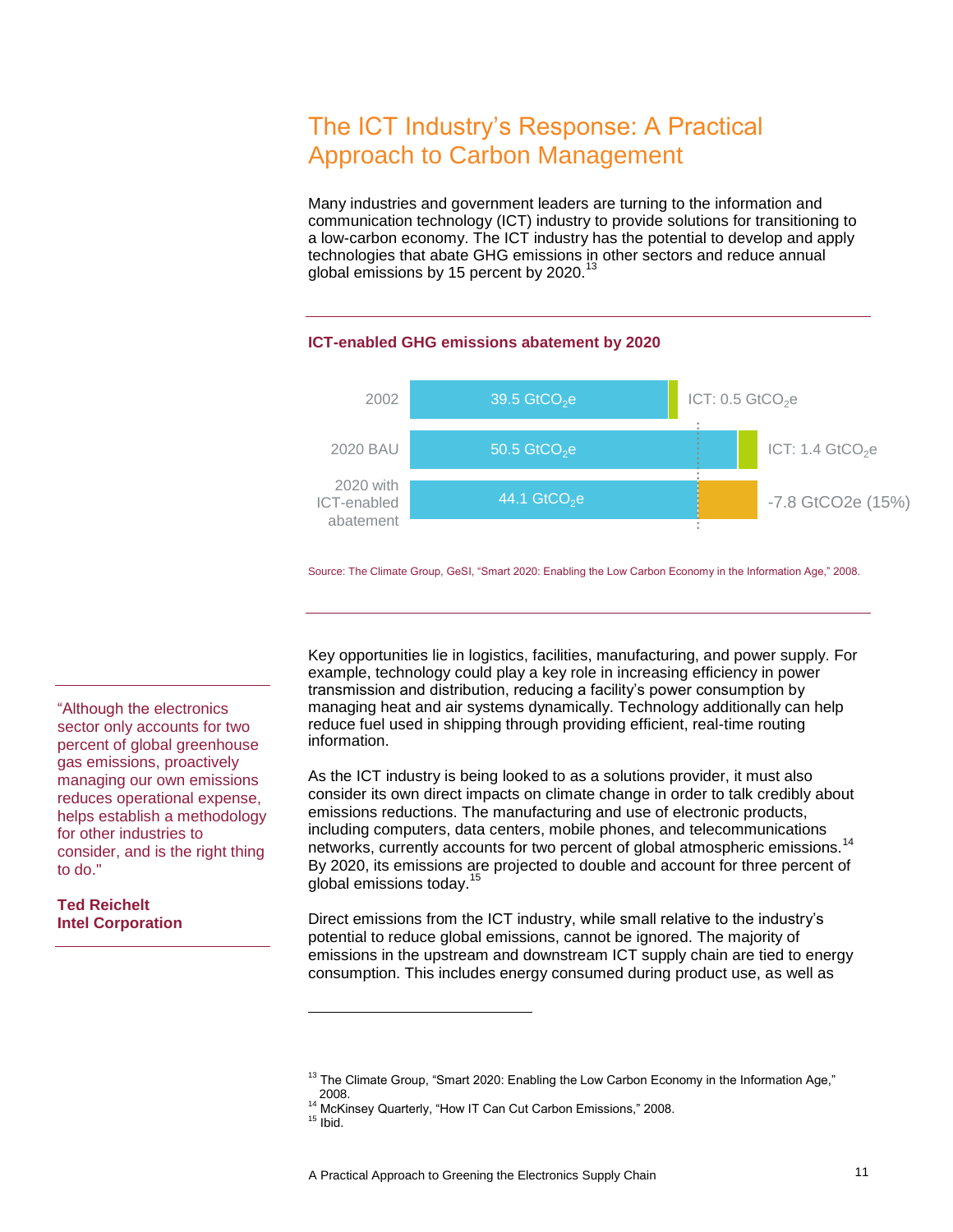# The ICT Industry's Response: A Practical Approach to Carbon Management

Many industries and government leaders are turning to the information and communication technology (ICT) industry to provide solutions for transitioning to a low-carbon economy. The ICT industry has the potential to develop and apply technologies that abate GHG emissions in other sectors and reduce annual global emissions by 15 percent by 2020.[13]

**ICT-enabled GHG emissions abatement by 2020**

| | | |
|---|---|---|
| 2002 | 39.5 $GtCO_2e$ | ICT: 0.5 $GtCO_2e$ |
| 2020 BAU | 50.5 $GtCO_2e$ | ICT: 1.4 $GtCO_2e$ |
| 2020 with ICT-enabled abatement | 44.1 $GtCO_2e$ | -7.8 GtCO2e (15%) |

Source: The Climate Group, GeSI, "Smart 2020: Enabling the Low Carbon Economy in the Information Age," 2008.

> "Although the electronics sector only accounts for two percent of global greenhouse gas emissions, proactively managing our own emissions reduces operational expense, helps establish a methodology for other industries to consider, and is the right thing to do."
>
> **Ted Reichelt**
> **Intel Corporation**

Key opportunities lie in logistics, facilities, manufacturing, and power supply. For example, technology could play a key role in increasing efficiency in power transmission and distribution, reducing a facility's power consumption by managing heat and air systems dynamically. Technology additionally can help reduce fuel used in shipping through providing efficient, real-time routing information.

As the ICT industry is being looked to as a solutions provider, it must also consider its own direct impacts on climate change in order to talk credibly about emissions reductions. The manufacturing and use of electronic products, including computers, data centers, mobile phones, and telecommunications networks, currently accounts for two percent of global atmospheric emissions.[14] By 2020, its emissions are projected to double and account for three percent of global emissions today.[15]

Direct emissions from the ICT industry, while small relative to the industry's potential to reduce global emissions, cannot be ignored. The majority of emissions in the upstream and downstream ICT supply chain are tied to energy consumption. This includes energy consumed during product use, as well as

---

[13] The Climate Group, "Smart 2020: Enabling the Low Carbon Economy in the Information Age," 2008.
[14] McKinsey Quarterly, "How IT Can Cut Carbon Emissions," 2008.
[15] Ibid.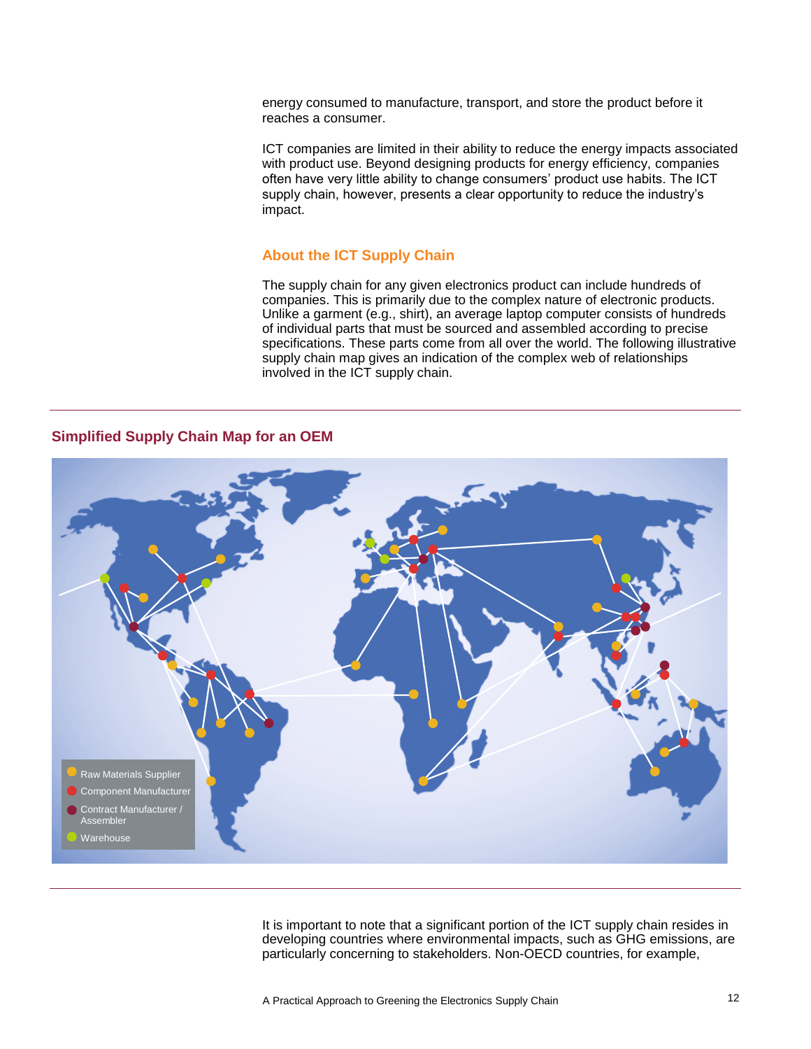energy consumed to manufacture, transport, and store the product before it reaches a consumer.

ICT companies are limited in their ability to reduce the energy impacts associated with product use. Beyond designing products for energy efficiency, companies often have very little ability to change consumers' product use habits. The ICT supply chain, however, presents a clear opportunity to reduce the industry's impact.

## About the ICT Supply Chain

The supply chain for any given electronics product can include hundreds of companies. This is primarily due to the complex nature of electronic products. Unlike a garment (e.g., shirt), an average laptop computer consists of hundreds of individual parts that must be sourced and assembled according to precise specifications. These parts come from all over the world. The following illustrative supply chain map gives an indication of the complex web of relationships involved in the ICT supply chain.

### Simplified Supply Chain Map for an OEM

- Raw Materials Supplier
- Component Manufacturer
- Contract Manufacturer / Assembler
- Warehouse

It is important to note that a significant portion of the ICT supply chain resides in developing countries where environmental impacts, such as GHG emissions, are particularly concerning to stakeholders. Non-OECD countries, for example,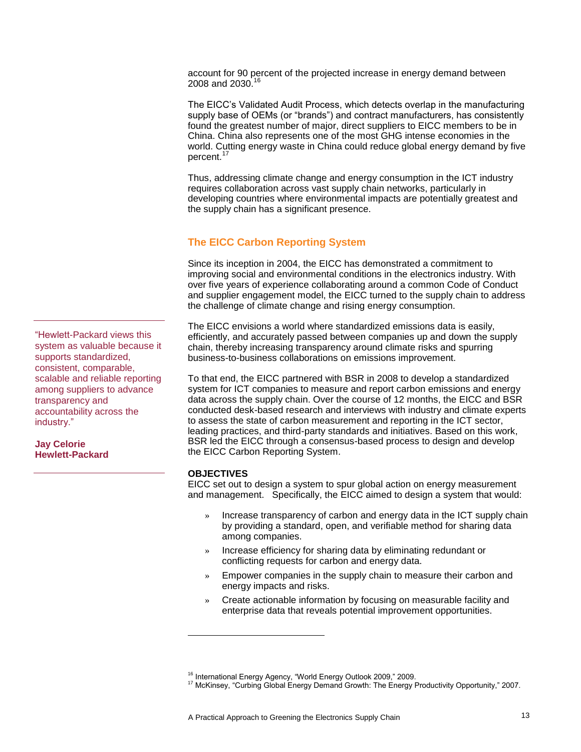account for 90 percent of the projected increase in energy demand between 2008 and 2030.[16]

The EICC's Validated Audit Process, which detects overlap in the manufacturing supply base of OEMs (or "brands") and contract manufacturers, has consistently found the greatest number of major, direct suppliers to EICC members to be in China. China also represents one of the most GHG intense economies in the world. Cutting energy waste in China could reduce global energy demand by five percent.[17]

Thus, addressing climate change and energy consumption in the ICT industry requires collaboration across vast supply chain networks, particularly in developing countries where environmental impacts are potentially greatest and the supply chain has a significant presence.

## The EICC Carbon Reporting System

Since its inception in 2004, the EICC has demonstrated a commitment to improving social and environmental conditions in the electronics industry. With over five years of experience collaborating around a common Code of Conduct and supplier engagement model, the EICC turned to the supply chain to address the challenge of climate change and rising energy consumption.

The EICC envisions a world where standardized emissions data is easily, efficiently, and accurately passed between companies up and down the supply chain, thereby increasing transparency around climate risks and spurring business-to-business collaborations on emissions improvement.

> "Hewlett-Packard views this system as valuable because it supports standardized, consistent, comparable, scalable and reliable reporting among suppliers to advance transparency and accountability across the industry."
>
> **Jay Celorie**
> **Hewlett-Packard**

To that end, the EICC partnered with BSR in 2008 to develop a standardized system for ICT companies to measure and report carbon emissions and energy data across the supply chain. Over the course of 12 months, the EICC and BSR conducted desk-based research and interviews with industry and climate experts to assess the state of carbon measurement and reporting in the ICT sector, leading practices, and third-party standards and initiatives. Based on this work, BSR led the EICC through a consensus-based process to design and develop the EICC Carbon Reporting System.

**OBJECTIVES**

EICC set out to design a system to spur global action on energy measurement and management. Specifically, the EICC aimed to design a system that would:

- Increase transparency of carbon and energy data in the ICT supply chain by providing a standard, open, and verifiable method for sharing data among companies.
- Increase efficiency for sharing data by eliminating redundant or conflicting requests for carbon and energy data.
- Empower companies in the supply chain to measure their carbon and energy impacts and risks.
- Create actionable information by focusing on measurable facility and enterprise data that reveals potential improvement opportunities.

---

[16] International Energy Agency, "World Energy Outlook 2009," 2009.

[17] McKinsey, "Curbing Global Energy Demand Growth: The Energy Productivity Opportunity," 2007.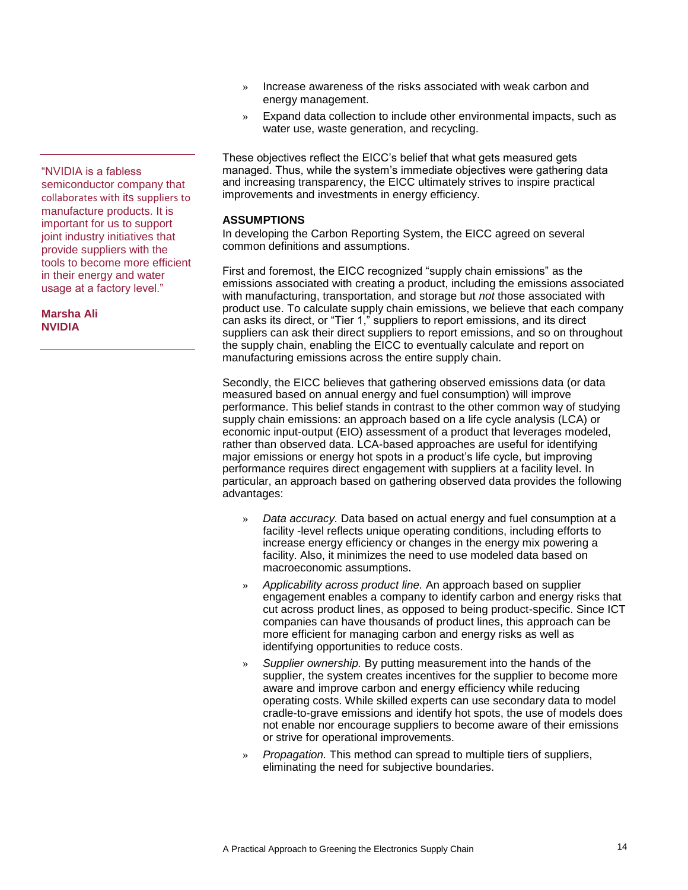- Increase awareness of the risks associated with weak carbon and energy management.
- Expand data collection to include other environmental impacts, such as water use, waste generation, and recycling.

> "NVIDIA is a fabless semiconductor company that collaborates with its suppliers to manufacture products. It is important for us to support joint industry initiatives that provide suppliers with the tools to become more efficient in their energy and water usage at a factory level."
>
> **Marsha Ali**
> **NVIDIA**

These objectives reflect the EICC's belief that what gets measured gets managed. Thus, while the system's immediate objectives were gathering data and increasing transparency, the EICC ultimately strives to inspire practical improvements and investments in energy efficiency.

**ASSUMPTIONS**

In developing the Carbon Reporting System, the EICC agreed on several common definitions and assumptions.

First and foremost, the EICC recognized "supply chain emissions" as the emissions associated with creating a product, including the emissions associated with manufacturing, transportation, and storage but *not* those associated with product use. To calculate supply chain emissions, we believe that each company can asks its direct, or "Tier 1," suppliers to report emissions, and its direct suppliers can ask their direct suppliers to report emissions, and so on throughout the supply chain, enabling the EICC to eventually calculate and report on manufacturing emissions across the entire supply chain.

Secondly, the EICC believes that gathering observed emissions data (or data measured based on annual energy and fuel consumption) will improve performance. This belief stands in contrast to the other common way of studying supply chain emissions: an approach based on a life cycle analysis (LCA) or economic input-output (EIO) assessment of a product that leverages modeled, rather than observed data. LCA-based approaches are useful for identifying major emissions or energy hot spots in a product's life cycle, but improving performance requires direct engagement with suppliers at a facility level. In particular, an approach based on gathering observed data provides the following advantages:

- *Data accuracy.* Data based on actual energy and fuel consumption at a facility -level reflects unique operating conditions, including efforts to increase energy efficiency or changes in the energy mix powering a facility. Also, it minimizes the need to use modeled data based on macroeconomic assumptions.
- *Applicability across product line.* An approach based on supplier engagement enables a company to identify carbon and energy risks that cut across product lines, as opposed to being product-specific. Since ICT companies can have thousands of product lines, this approach can be more efficient for managing carbon and energy risks as well as identifying opportunities to reduce costs.
- *Supplier ownership.* By putting measurement into the hands of the supplier, the system creates incentives for the supplier to become more aware and improve carbon and energy efficiency while reducing operating costs. While skilled experts can use secondary data to model cradle-to-grave emissions and identify hot spots, the use of models does not enable nor encourage suppliers to become aware of their emissions or strive for operational improvements.
- *Propagation.* This method can spread to multiple tiers of suppliers, eliminating the need for subjective boundaries.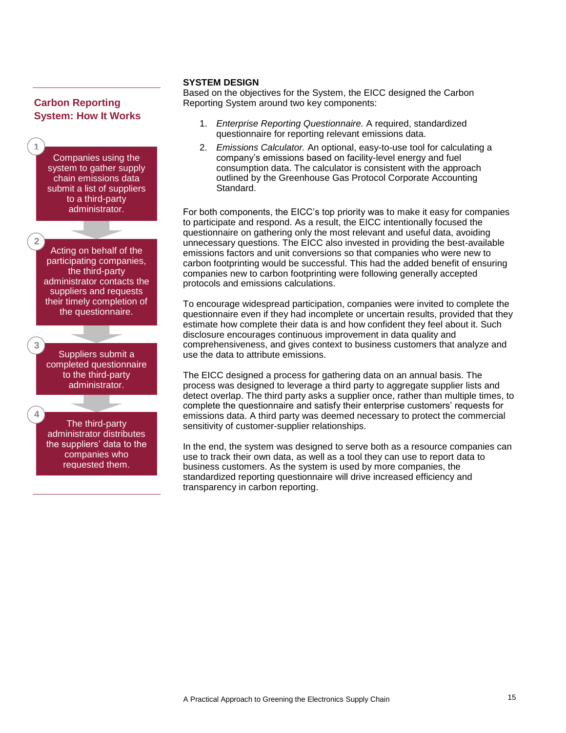## Carbon Reporting System: How It Works

1. Companies using the system to gather supply chain emissions data submit a list of suppliers to a third-party administrator.
2. Acting on behalf of the participating companies, the third-party administrator contacts the suppliers and requests their timely completion of the questionnaire.
3. Suppliers submit a completed questionnaire to the third-party administrator.
4. The third-party administrator distributes the suppliers' data to the companies who requested them.

**SYSTEM DESIGN**

Based on the objectives for the System, the EICC designed the Carbon Reporting System around two key components:

1. *Enterprise Reporting Questionnaire.* A required, standardized questionnaire for reporting relevant emissions data.
2. *Emissions Calculator.* An optional, easy-to-use tool for calculating a company's emissions based on facility-level energy and fuel consumption data. The calculator is consistent with the approach outlined by the Greenhouse Gas Protocol Corporate Accounting Standard.

For both components, the EICC's top priority was to make it easy for companies to participate and respond. As a result, the EICC intentionally focused the questionnaire on gathering only the most relevant and useful data, avoiding unnecessary questions. The EICC also invested in providing the best-available emissions factors and unit conversions so that companies who were new to carbon footprinting would be successful. This had the added benefit of ensuring companies new to carbon footprinting were following generally accepted protocols and emissions calculations.

To encourage widespread participation, companies were invited to complete the questionnaire even if they had incomplete or uncertain results, provided that they estimate how complete their data is and how confident they feel about it. Such disclosure encourages continuous improvement in data quality and comprehensiveness, and gives context to business customers that analyze and use the data to attribute emissions.

The EICC designed a process for gathering data on an annual basis. The process was designed to leverage a third party to aggregate supplier lists and detect overlap. The third party asks a supplier once, rather than multiple times, to complete the questionnaire and satisfy their enterprise customers' requests for emissions data. A third party was deemed necessary to protect the commercial sensitivity of customer-supplier relationships.

In the end, the system was designed to serve both as a resource companies can use to track their own data, as well as a tool they can use to report data to business customers. As the system is used by more companies, the standardized reporting questionnaire will drive increased efficiency and transparency in carbon reporting.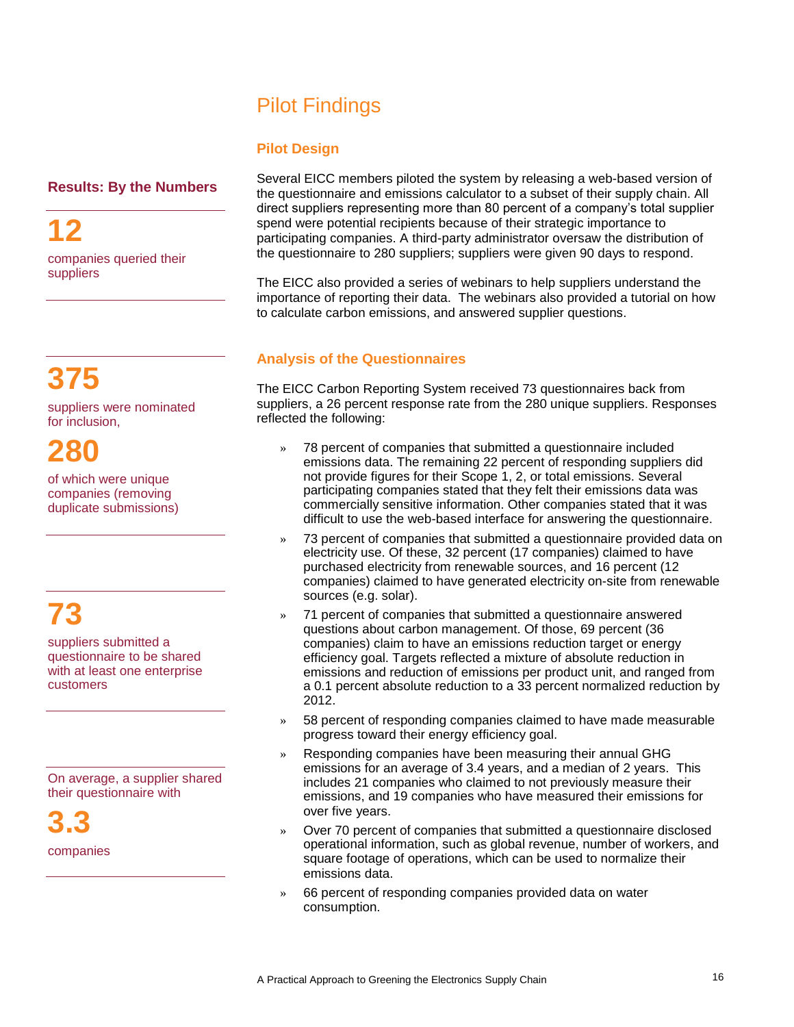# Pilot Findings

### Results: By the Numbers

**12**

companies queried their suppliers

**375**

suppliers were nominated for inclusion,

**280**

of which were unique companies (removing duplicate submissions)

**73**

suppliers submitted a questionnaire to be shared with at least one enterprise customers

On average, a supplier shared their questionnaire with

**3.3**

companies

## Pilot Design

Several EICC members piloted the system by releasing a web-based version of the questionnaire and emissions calculator to a subset of their supply chain. All direct suppliers representing more than 80 percent of a company's total supplier spend were potential recipients because of their strategic importance to participating companies. A third-party administrator oversaw the distribution of the questionnaire to 280 suppliers; suppliers were given 90 days to respond.

The EICC also provided a series of webinars to help suppliers understand the importance of reporting their data. The webinars also provided a tutorial on how to calculate carbon emissions, and answered supplier questions.

## Analysis of the Questionnaires

The EICC Carbon Reporting System received 73 questionnaires back from suppliers, a 26 percent response rate from the 280 unique suppliers. Responses reflected the following:

- 78 percent of companies that submitted a questionnaire included emissions data. The remaining 22 percent of responding suppliers did not provide figures for their Scope 1, 2, or total emissions. Several participating companies stated that they felt their emissions data was commercially sensitive information. Other companies stated that it was difficult to use the web-based interface for answering the questionnaire.
- 73 percent of companies that submitted a questionnaire provided data on electricity use. Of these, 32 percent (17 companies) claimed to have purchased electricity from renewable sources, and 16 percent (12 companies) claimed to have generated electricity on-site from renewable sources (e.g. solar).
- 71 percent of companies that submitted a questionnaire answered questions about carbon management. Of those, 69 percent (36 companies) claim to have an emissions reduction target or energy efficiency goal. Targets reflected a mixture of absolute reduction in emissions and reduction of emissions per product unit, and ranged from a 0.1 percent absolute reduction to a 33 percent normalized reduction by 2012.
- 58 percent of responding companies claimed to have made measurable progress toward their energy efficiency goal.
- Responding companies have been measuring their annual GHG emissions for an average of 3.4 years, and a median of 2 years. This includes 21 companies who claimed to not previously measure their emissions, and 19 companies who have measured their emissions for over five years.
- Over 70 percent of companies that submitted a questionnaire disclosed operational information, such as global revenue, number of workers, and square footage of operations, which can be used to normalize their emissions data.
- 66 percent of responding companies provided data on water consumption.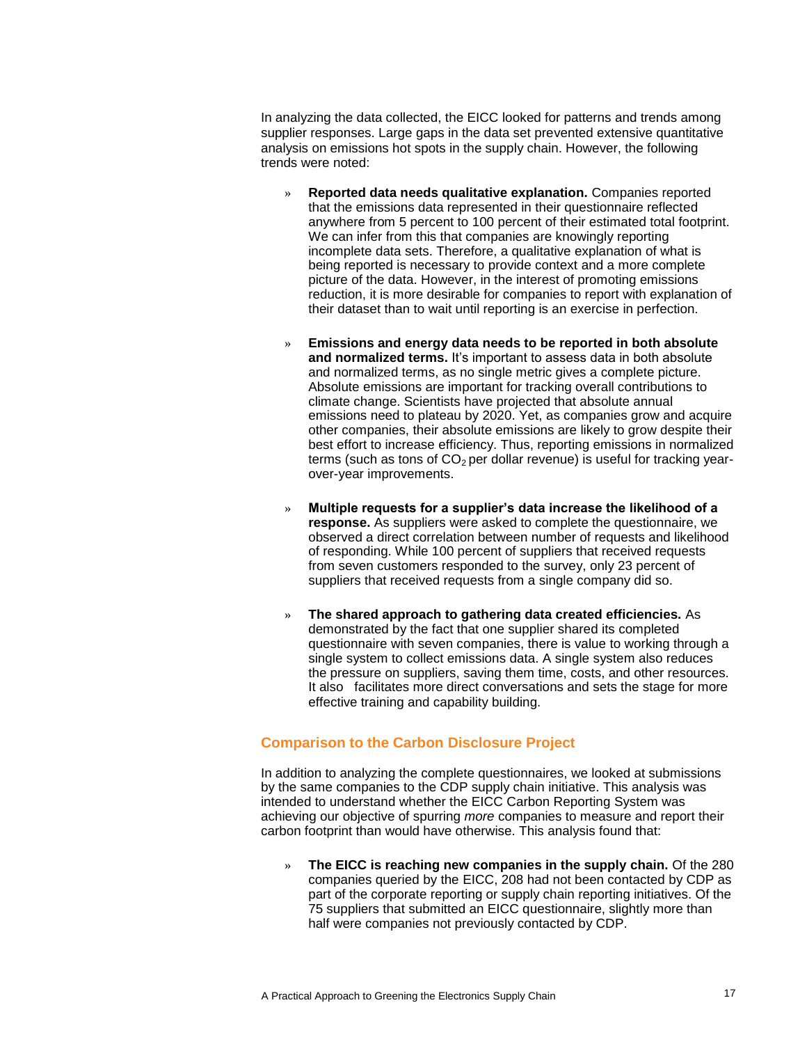In analyzing the data collected, the EICC looked for patterns and trends among supplier responses. Large gaps in the data set prevented extensive quantitative analysis on emissions hot spots in the supply chain. However, the following trends were noted:

- **Reported data needs qualitative explanation.** Companies reported that the emissions data represented in their questionnaire reflected anywhere from 5 percent to 100 percent of their estimated total footprint. We can infer from this that companies are knowingly reporting incomplete data sets. Therefore, a qualitative explanation of what is being reported is necessary to provide context and a more complete picture of the data. However, in the interest of promoting emissions reduction, it is more desirable for companies to report with explanation of their dataset than to wait until reporting is an exercise in perfection.

- **Emissions and energy data needs to be reported in both absolute and normalized terms.** It's important to assess data in both absolute and normalized terms, as no single metric gives a complete picture. Absolute emissions are important for tracking overall contributions to climate change. Scientists have projected that absolute annual emissions need to plateau by 2020. Yet, as companies grow and acquire other companies, their absolute emissions are likely to grow despite their best effort to increase efficiency. Thus, reporting emissions in normalized terms (such as tons of $CO_2$ per dollar revenue) is useful for tracking year-over-year improvements.

- **Multiple requests for a supplier's data increase the likelihood of a response.** As suppliers were asked to complete the questionnaire, we observed a direct correlation between number of requests and likelihood of responding. While 100 percent of suppliers that received requests from seven customers responded to the survey, only 23 percent of suppliers that received requests from a single company did so.

- **The shared approach to gathering data created efficiencies.** As demonstrated by the fact that one supplier shared its completed questionnaire with seven companies, there is value to working through a single system to collect emissions data. A single system also reduces the pressure on suppliers, saving them time, costs, and other resources. It also facilitates more direct conversations and sets the stage for more effective training and capability building.

## Comparison to the Carbon Disclosure Project

In addition to analyzing the complete questionnaires, we looked at submissions by the same companies to the CDP supply chain initiative. This analysis was intended to understand whether the EICC Carbon Reporting System was achieving our objective of spurring *more* companies to measure and report their carbon footprint than would have otherwise. This analysis found that:

- **The EICC is reaching new companies in the supply chain.** Of the 280 companies queried by the EICC, 208 had not been contacted by CDP as part of the corporate reporting or supply chain reporting initiatives. Of the 75 suppliers that submitted an EICC questionnaire, slightly more than half were companies not previously contacted by CDP.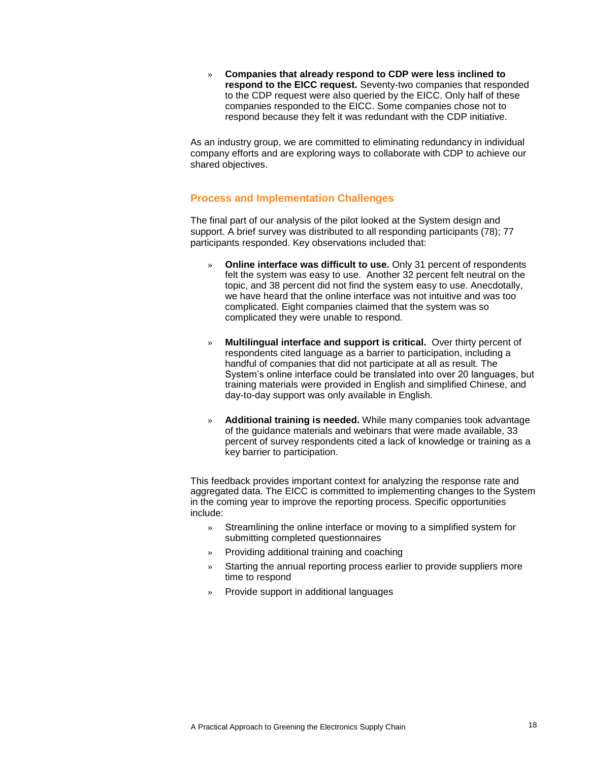- **Companies that already respond to CDP were less inclined to respond to the EICC request.** Seventy-two companies that responded to the CDP request were also queried by the EICC. Only half of these companies responded to the EICC. Some companies chose not to respond because they felt it was redundant with the CDP initiative.

As an industry group, we are committed to eliminating redundancy in individual company efforts and are exploring ways to collaborate with CDP to achieve our shared objectives.

## Process and Implementation Challenges

The final part of our analysis of the pilot looked at the System design and support. A brief survey was distributed to all responding participants (78); 77 participants responded. Key observations included that:

- **Online interface was difficult to use.** Only 31 percent of respondents felt the system was easy to use. Another 32 percent felt neutral on the topic, and 38 percent did not find the system easy to use. Anecdotally, we have heard that the online interface was not intuitive and was too complicated. Eight companies claimed that the system was so complicated they were unable to respond.

- **Multilingual interface and support is critical.** Over thirty percent of respondents cited language as a barrier to participation, including a handful of companies that did not participate at all as result. The System's online interface could be translated into over 20 languages, but training materials were provided in English and simplified Chinese, and day-to-day support was only available in English.

- **Additional training is needed.** While many companies took advantage of the guidance materials and webinars that were made available, 33 percent of survey respondents cited a lack of knowledge or training as a key barrier to participation.

This feedback provides important context for analyzing the response rate and aggregated data. The EICC is committed to implementing changes to the System in the coming year to improve the reporting process. Specific opportunities include:

- Streamlining the online interface or moving to a simplified system for submitting completed questionnaires
- Providing additional training and coaching
- Starting the annual reporting process earlier to provide suppliers more time to respond
- Provide support in additional languages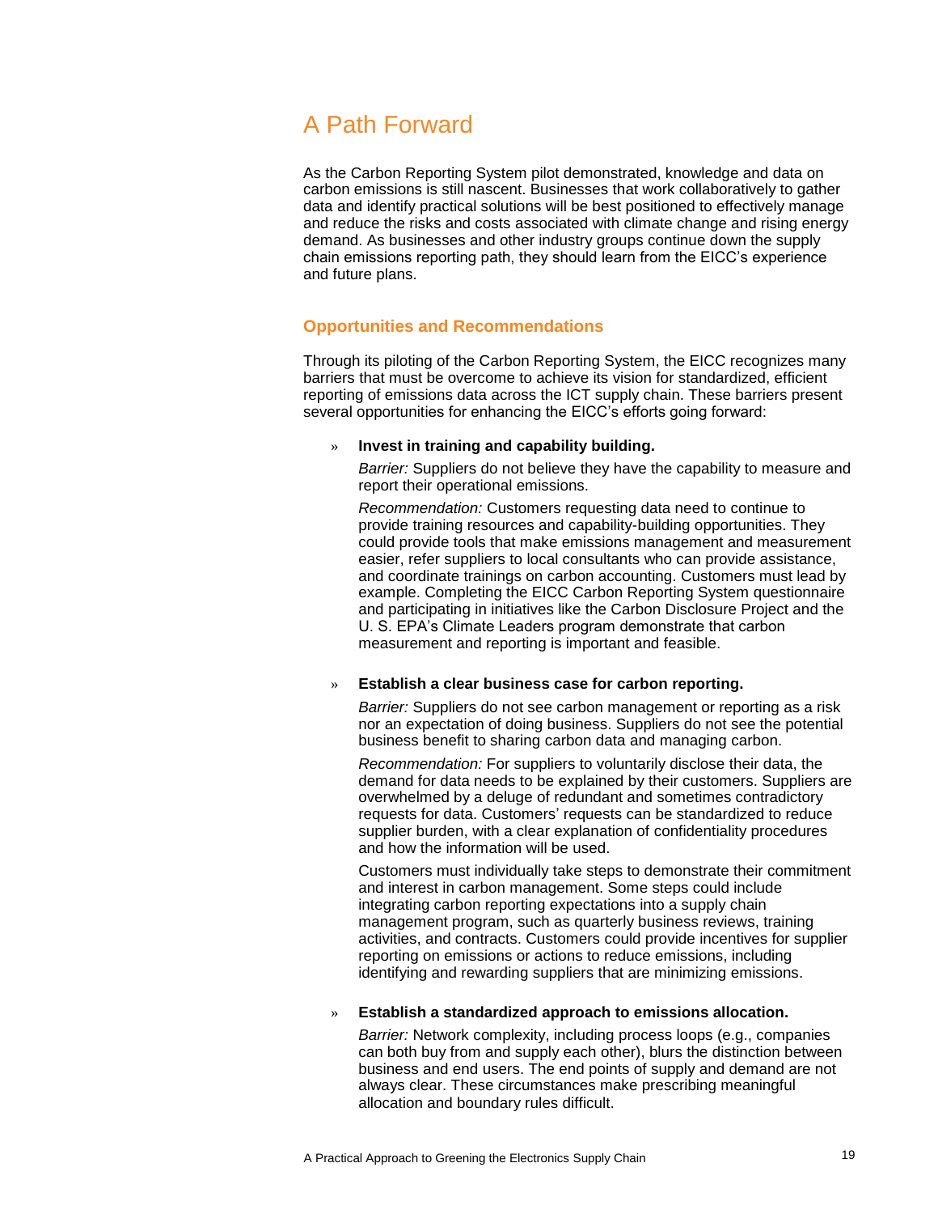# A Path Forward

As the Carbon Reporting System pilot demonstrated, knowledge and data on carbon emissions is still nascent. Businesses that work collaboratively to gather data and identify practical solutions will be best positioned to effectively manage and reduce the risks and costs associated with climate change and rising energy demand. As businesses and other industry groups continue down the supply chain emissions reporting path, they should learn from the EICC's experience and future plans.

## Opportunities and Recommendations

Through its piloting of the Carbon Reporting System, the EICC recognizes many barriers that must be overcome to achieve its vision for standardized, efficient reporting of emissions data across the ICT supply chain. These barriers present several opportunities for enhancing the EICC's efforts going forward:

- **Invest in training and capability building.**

  *Barrier:* Suppliers do not believe they have the capability to measure and report their operational emissions.

  *Recommendation:* Customers requesting data need to continue to provide training resources and capability-building opportunities. They could provide tools that make emissions management and measurement easier, refer suppliers to local consultants who can provide assistance, and coordinate trainings on carbon accounting. Customers must lead by example. Completing the EICC Carbon Reporting System questionnaire and participating in initiatives like the Carbon Disclosure Project and the U. S. EPA's Climate Leaders program demonstrate that carbon measurement and reporting is important and feasible.

- **Establish a clear business case for carbon reporting.**

  *Barrier:* Suppliers do not see carbon management or reporting as a risk nor an expectation of doing business. Suppliers do not see the potential business benefit to sharing carbon data and managing carbon.

  *Recommendation:* For suppliers to voluntarily disclose their data, the demand for data needs to be explained by their customers. Suppliers are overwhelmed by a deluge of redundant and sometimes contradictory requests for data. Customers' requests can be standardized to reduce supplier burden, with a clear explanation of confidentiality procedures and how the information will be used.

  Customers must individually take steps to demonstrate their commitment and interest in carbon management. Some steps could include integrating carbon reporting expectations into a supply chain management program, such as quarterly business reviews, training activities, and contracts. Customers could provide incentives for supplier reporting on emissions or actions to reduce emissions, including identifying and rewarding suppliers that are minimizing emissions.

- **Establish a standardized approach to emissions allocation.**

  *Barrier:* Network complexity, including process loops (e.g., companies can both buy from and supply each other), blurs the distinction between business and end users. The end points of supply and demand are not always clear. These circumstances make prescribing meaningful allocation and boundary rules difficult.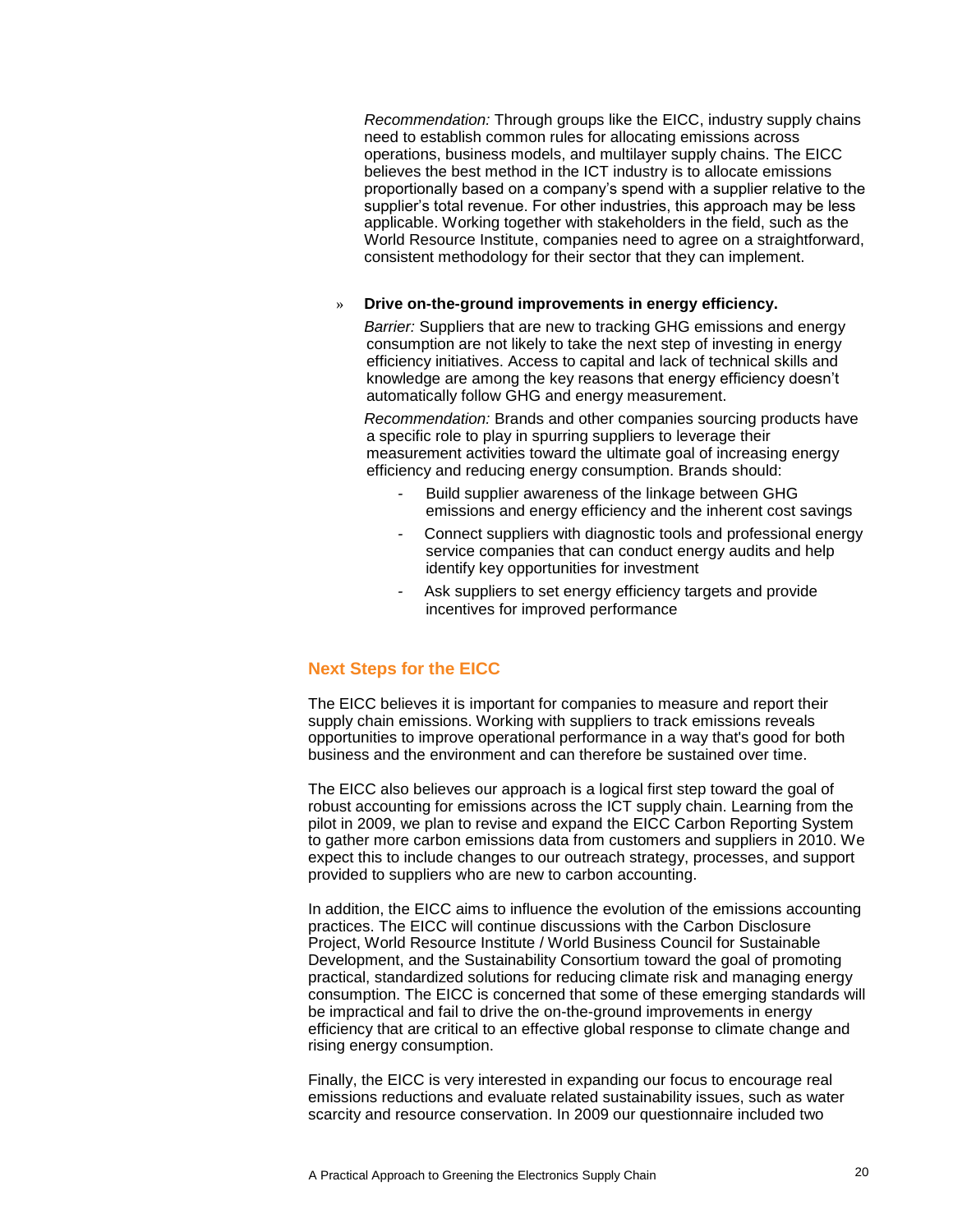*Recommendation:* Through groups like the EICC, industry supply chains need to establish common rules for allocating emissions across operations, business models, and multilayer supply chains. The EICC believes the best method in the ICT industry is to allocate emissions proportionally based on a company's spend with a supplier relative to the supplier's total revenue. For other industries, this approach may be less applicable. Working together with stakeholders in the field, such as the World Resource Institute, companies need to agree on a straightforward, consistent methodology for their sector that they can implement.

» **Drive on-the-ground improvements in energy efficiency.**

*Barrier:* Suppliers that are new to tracking GHG emissions and energy consumption are not likely to take the next step of investing in energy efficiency initiatives. Access to capital and lack of technical skills and knowledge are among the key reasons that energy efficiency doesn't automatically follow GHG and energy measurement.

*Recommendation:* Brands and other companies sourcing products have a specific role to play in spurring suppliers to leverage their measurement activities toward the ultimate goal of increasing energy efficiency and reducing energy consumption. Brands should:

- Build supplier awareness of the linkage between GHG emissions and energy efficiency and the inherent cost savings
- Connect suppliers with diagnostic tools and professional energy service companies that can conduct energy audits and help identify key opportunities for investment
- Ask suppliers to set energy efficiency targets and provide incentives for improved performance

## Next Steps for the EICC

The EICC believes it is important for companies to measure and report their supply chain emissions. Working with suppliers to track emissions reveals opportunities to improve operational performance in a way that's good for both business and the environment and can therefore be sustained over time.

The EICC also believes our approach is a logical first step toward the goal of robust accounting for emissions across the ICT supply chain. Learning from the pilot in 2009, we plan to revise and expand the EICC Carbon Reporting System to gather more carbon emissions data from customers and suppliers in 2010. We expect this to include changes to our outreach strategy, processes, and support provided to suppliers who are new to carbon accounting.

In addition, the EICC aims to influence the evolution of the emissions accounting practices. The EICC will continue discussions with the Carbon Disclosure Project, World Resource Institute / World Business Council for Sustainable Development, and the Sustainability Consortium toward the goal of promoting practical, standardized solutions for reducing climate risk and managing energy consumption. The EICC is concerned that some of these emerging standards will be impractical and fail to drive the on-the-ground improvements in energy efficiency that are critical to an effective global response to climate change and rising energy consumption.

Finally, the EICC is very interested in expanding our focus to encourage real emissions reductions and evaluate related sustainability issues, such as water scarcity and resource conservation. In 2009 our questionnaire included two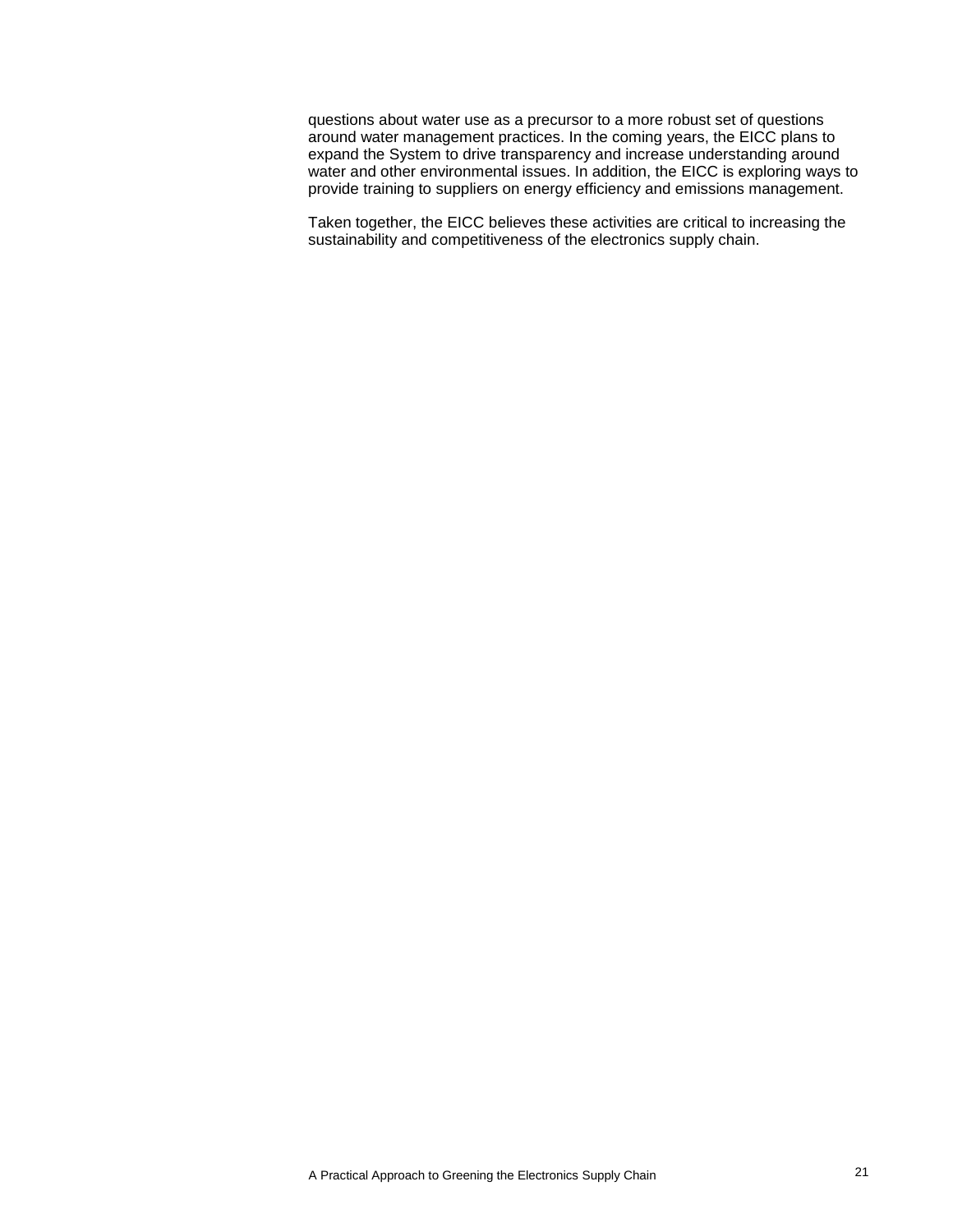questions about water use as a precursor to a more robust set of questions around water management practices. In the coming years, the EICC plans to expand the System to drive transparency and increase understanding around water and other environmental issues. In addition, the EICC is exploring ways to provide training to suppliers on energy efficiency and emissions management.

Taken together, the EICC believes these activities are critical to increasing the sustainability and competitiveness of the electronics supply chain.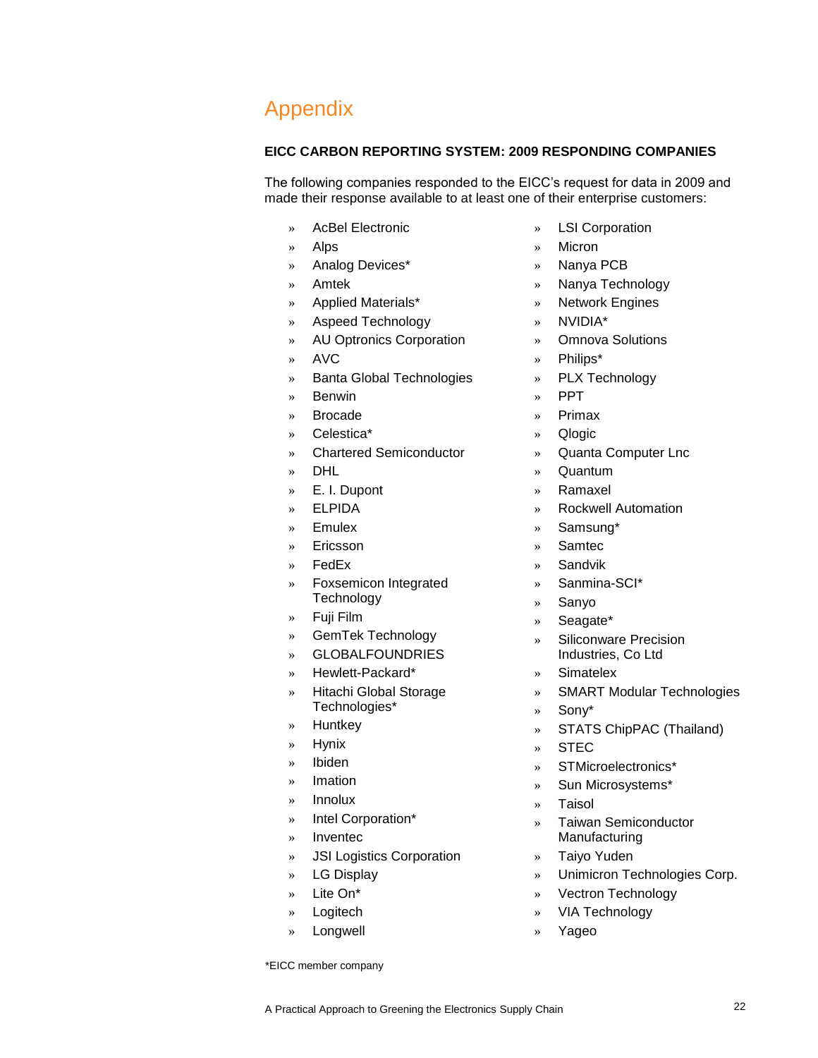# Appendix

**EICC CARBON REPORTING SYSTEM: 2009 RESPONDING COMPANIES**

The following companies responded to the EICC's request for data in 2009 and made their response available to at least one of their enterprise customers:

- AcBel Electronic
- Alps
- Analog Devices*
- Amtek
- Applied Materials*
- Aspeed Technology
- AU Optronics Corporation
- AVC
- Banta Global Technologies
- Benwin
- Brocade
- Celestica*
- Chartered Semiconductor
- DHL
- E. I. Dupont
- ELPIDA
- Emulex
- Ericsson
- FedEx
- Foxsemicon Integrated Technology
- Fuji Film
- GemTek Technology
- GLOBALFOUNDRIES
- Hewlett-Packard*
- Hitachi Global Storage Technologies*
- Huntkey
- Hynix
- Ibiden
- Imation
- Innolux
- Intel Corporation*
- Inventec
- JSI Logistics Corporation
- LG Display
- Lite On*
- Logitech
- Longwell
- LSI Corporation
- Micron
- Nanya PCB
- Nanya Technology
- Network Engines
- NVIDIA*
- Omnova Solutions
- Philips*
- PLX Technology
- PPT
- Primax
- Qlogic
- Quanta Computer Lnc
- Quantum
- Ramaxel
- Rockwell Automation
- Samsung*
- Samtec
- Sandvik
- Sanmina-SCI*
- Sanyo
- Seagate*
- Siliconware Precision Industries, Co Ltd
- Simatelex
- SMART Modular Technologies
- Sony*
- STATS ChipPAC (Thailand)
- STEC
- STMicroelectronics*
- Sun Microsystems*
- Taisol
- Taiwan Semiconductor Manufacturing
- Taiyo Yuden
- Unimicron Technologies Corp.
- Vectron Technology
- VIA Technology
- Yageo

*EICC member company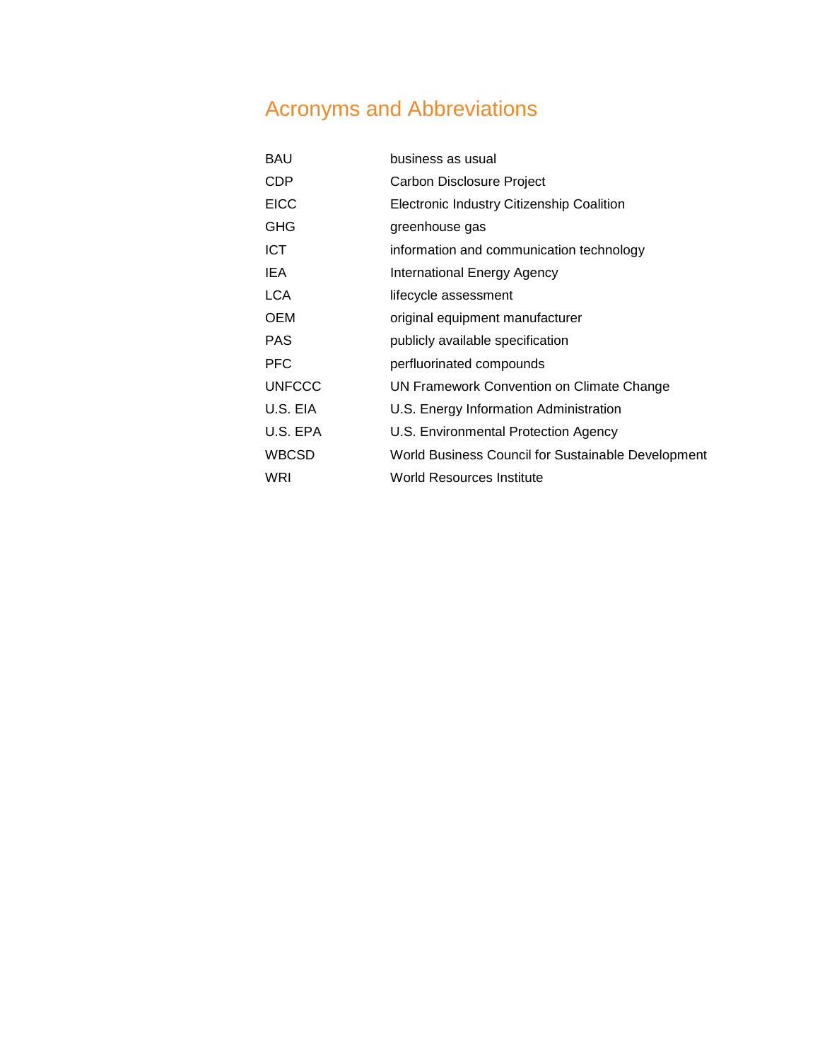# Acronyms and Abbreviations

| | |
|---|---|
| BAU | business as usual |
| CDP | Carbon Disclosure Project |
| EICC | Electronic Industry Citizenship Coalition |
| GHG | greenhouse gas |
| ICT | information and communication technology |
| IEA | International Energy Agency |
| LCA | lifecycle assessment |
| OEM | original equipment manufacturer |
| PAS | publicly available specification |
| PFC | perfluorinated compounds |
| UNFCCC | UN Framework Convention on Climate Change |
| U.S. EIA | U.S. Energy Information Administration |
| U.S. EPA | U.S. Environmental Protection Agency |
| WBCSD | World Business Council for Sustainable Development |
| WRI | World Resources Institute |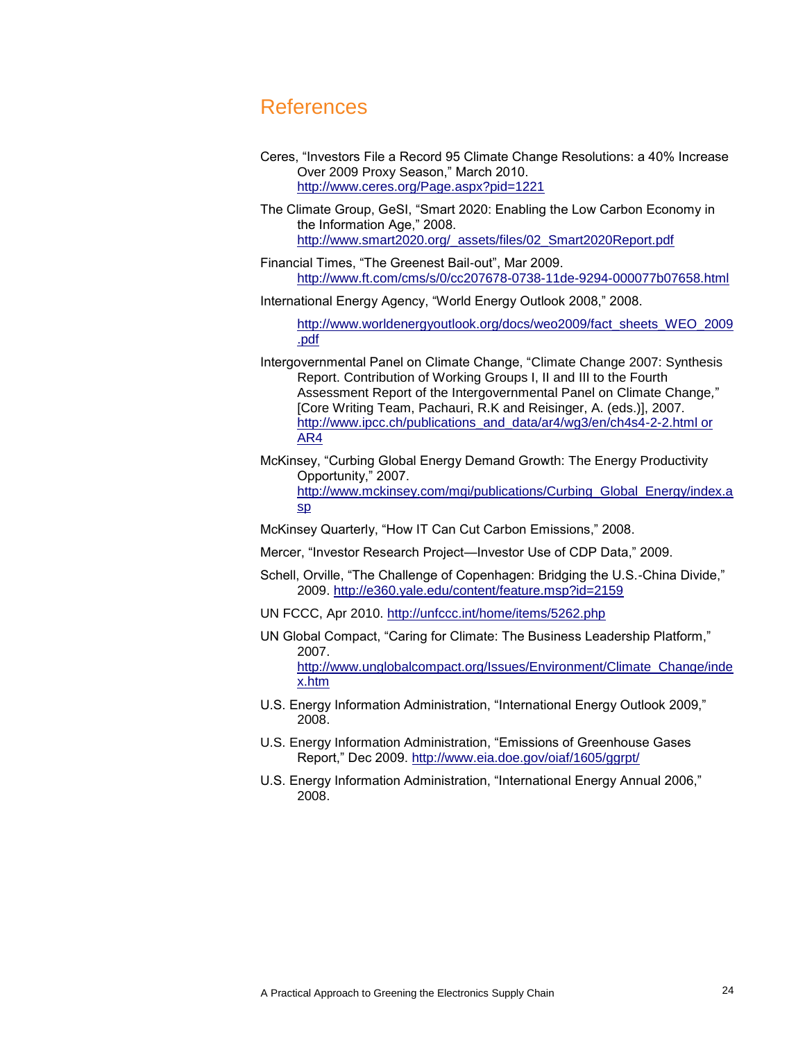# References

Ceres, "Investors File a Record 95 Climate Change Resolutions: a 40% Increase Over 2009 Proxy Season," March 2010. http://www.ceres.org/Page.aspx?pid=1221

The Climate Group, GeSI, "Smart 2020: Enabling the Low Carbon Economy in the Information Age," 2008. http://www.smart2020.org/_assets/files/02_Smart2020Report.pdf

Financial Times, "The Greenest Bail-out", Mar 2009. http://www.ft.com/cms/s/0/cc207678-0738-11de-9294-000077b07658.html

International Energy Agency, "World Energy Outlook 2008," 2008.

http://www.worldenergyoutlook.org/docs/weo2009/fact_sheets_WEO_2009.pdf

Intergovernmental Panel on Climate Change, "Climate Change 2007: Synthesis Report. Contribution of Working Groups I, II and III to the Fourth Assessment Report of the Intergovernmental Panel on Climate Change," [Core Writing Team, Pachauri, R.K and Reisinger, A. (eds.)], 2007. http://www.ipcc.ch/publications_and_data/ar4/wg3/en/ch4s4-2-2.html or AR4

McKinsey, "Curbing Global Energy Demand Growth: The Energy Productivity Opportunity," 2007. http://www.mckinsey.com/mgi/publications/Curbing_Global_Energy/index.asp

McKinsey Quarterly, "How IT Can Cut Carbon Emissions," 2008.

Mercer, "Investor Research Project—Investor Use of CDP Data," 2009.

Schell, Orville, "The Challenge of Copenhagen: Bridging the U.S.-China Divide," 2009. http://e360.yale.edu/content/feature.msp?id=2159

UN FCCC, Apr 2010. http://unfccc.int/home/items/5262.php

UN Global Compact, "Caring for Climate: The Business Leadership Platform," 2007. http://www.unglobalcompact.org/Issues/Environment/Climate_Change/index.htm

U.S. Energy Information Administration, "International Energy Outlook 2009," 2008.

U.S. Energy Information Administration, "Emissions of Greenhouse Gases Report," Dec 2009. http://www.eia.doe.gov/oiaf/1605/ggrpt/

U.S. Energy Information Administration, "International Energy Annual 2006," 2008.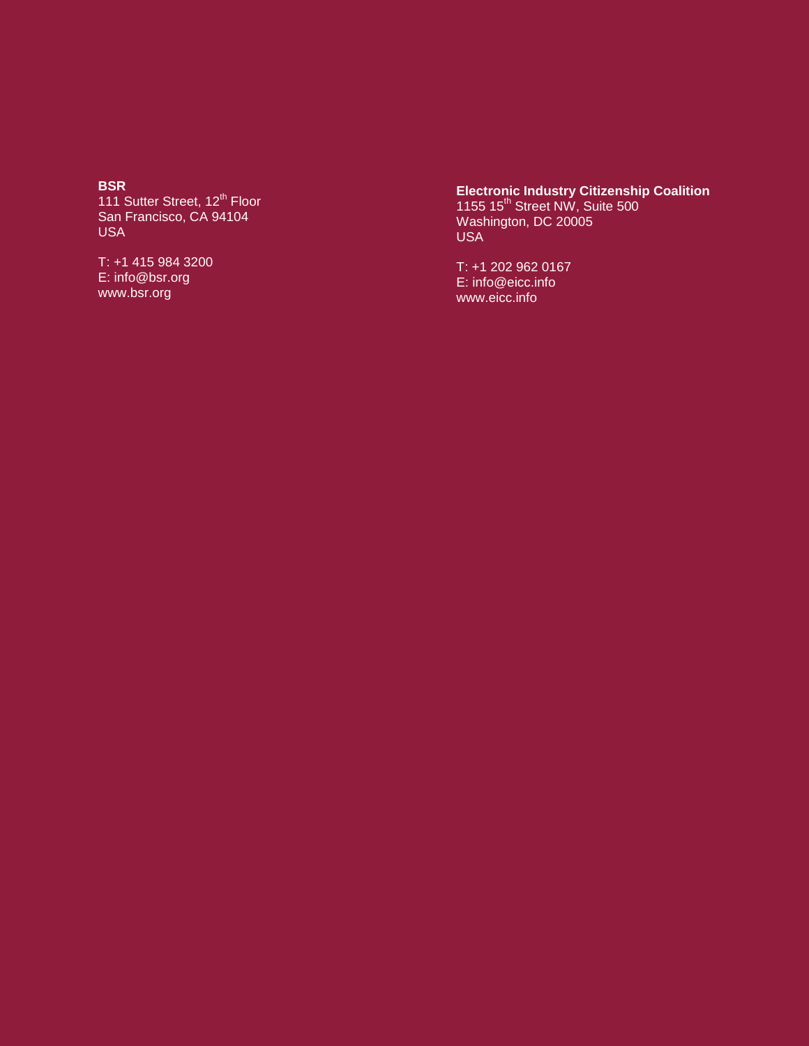**BSR**
111 Sutter Street, 12th Floor
San Francisco, CA 94104
USA

T: +1 415 984 3200
E: info@bsr.org
www.bsr.org

**Electronic Industry Citizenship Coalition**
1155 15th Street NW, Suite 500
Washington, DC 20005
USA

T: +1 202 962 0167
E: info@eicc.info
www.eicc.info